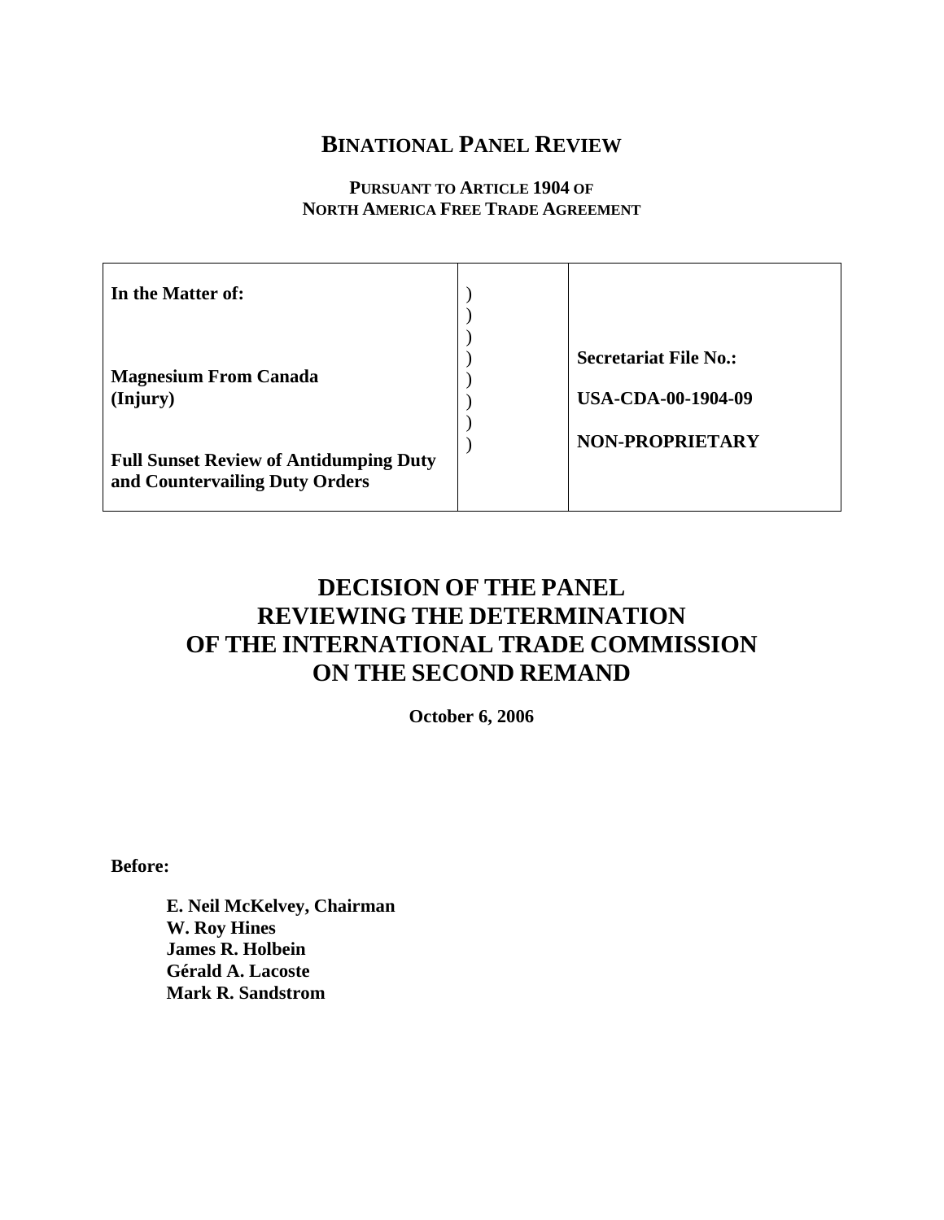# BINATIONAL PANEL REVIEW

**PURSUANT TO ARTICLE 1904 OF NORTH AMERICA FREE TRADE AGREEMENT**

| | | |
|---|---|---|
| **In the Matter of:**<br><br>**Magnesium From Canada (Injury)**<br><br>**Full Sunset Review of Antidumping Duty and Countervailing Duty Orders** | )<br>)<br>)<br>)<br>)<br>)<br>)<br>) | **Secretariat File No.:**<br><br>**USA-CDA-00-1904-09**<br><br>**NON-PROPRIETARY** |

# DECISION OF THE PANEL REVIEWING THE DETERMINATION OF THE INTERNATIONAL TRADE COMMISSION ON THE SECOND REMAND

**October 6, 2006**

**Before:**

**E. Neil McKelvey, Chairman**
**W. Roy Hines**
**James R. Holbein**
**Gérald A. Lacoste**
**Mark R. Sandstrom**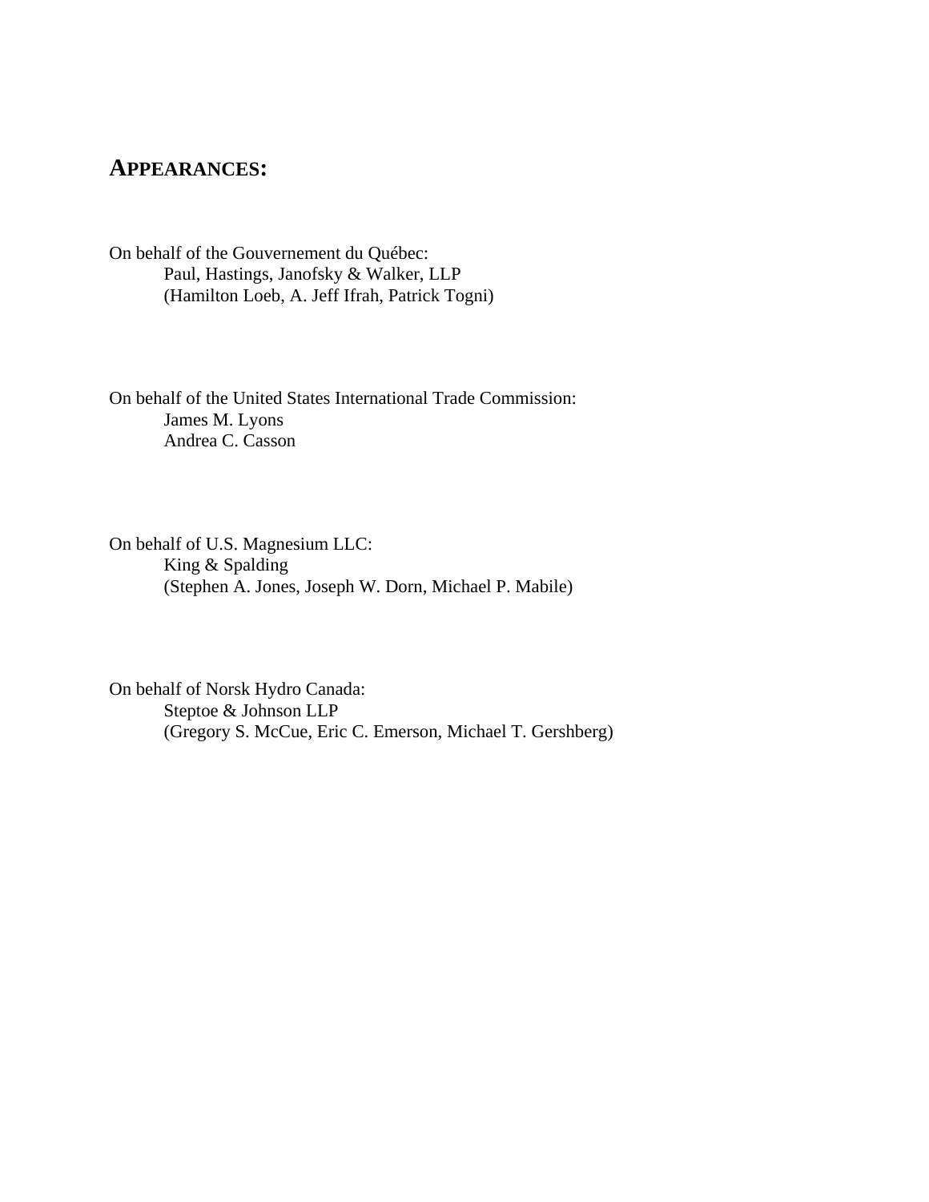## APPEARANCES:

On behalf of the Gouvernement du Québec:
Paul, Hastings, Janofsky & Walker, LLP
(Hamilton Loeb, A. Jeff Ifrah, Patrick Togni)

On behalf of the United States International Trade Commission:
James M. Lyons
Andrea C. Casson

On behalf of U.S. Magnesium LLC:
King & Spalding
(Stephen A. Jones, Joseph W. Dorn, Michael P. Mabile)

On behalf of Norsk Hydro Canada:
Steptoe & Johnson LLP
(Gregory S. McCue, Eric C. Emerson, Michael T. Gershberg)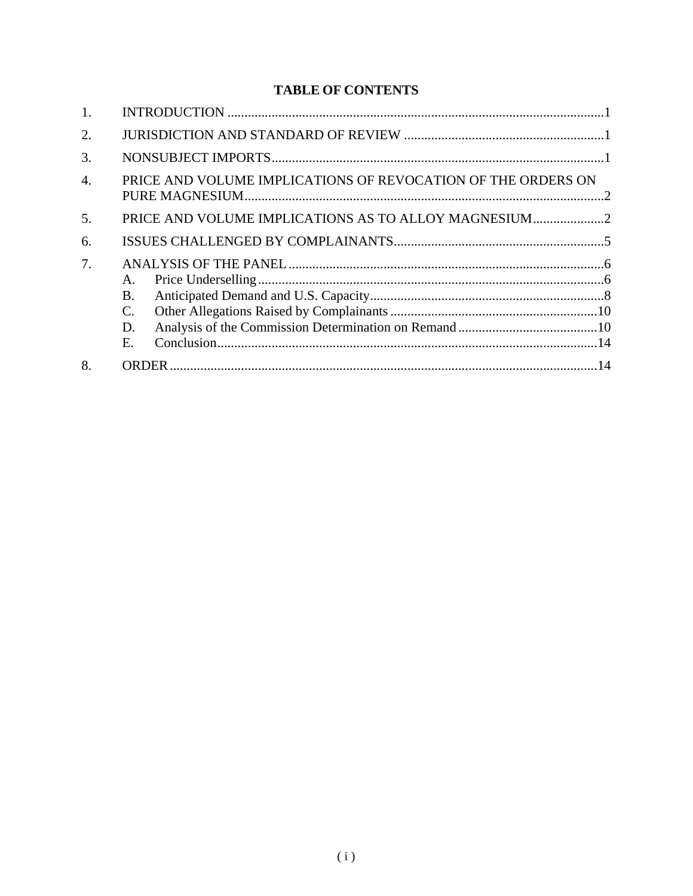# TABLE OF CONTENTS

1. INTRODUCTION ....................................................................................................1
2. JURISDICTION AND STANDARD OF REVIEW ..............................................................1
3. NONSUBJECT IMPORTS.........................................................................................1
4. PRICE AND VOLUME IMPLICATIONS OF REVOCATION OF THE ORDERS ON PURE MAGNESIUM.........................................................................................2
5. PRICE AND VOLUME IMPLICATIONS AS TO ALLOY MAGNESIUM.....................2
6. ISSUES CHALLENGED BY COMPLAINANTS..............................................................5
7. ANALYSIS OF THE PANEL ..............................................................................6
   - A. Price Underselling ..............................................................................6
   - B. Anticipated Demand and U.S. Capacity.....................................................8
   - C. Other Allegations Raised by Complainants .............................................10
   - D. Analysis of the Commission Determination on Remand .........................10
   - E. Conclusion..........................................................................................14
8. ORDER ..................................................................................................................14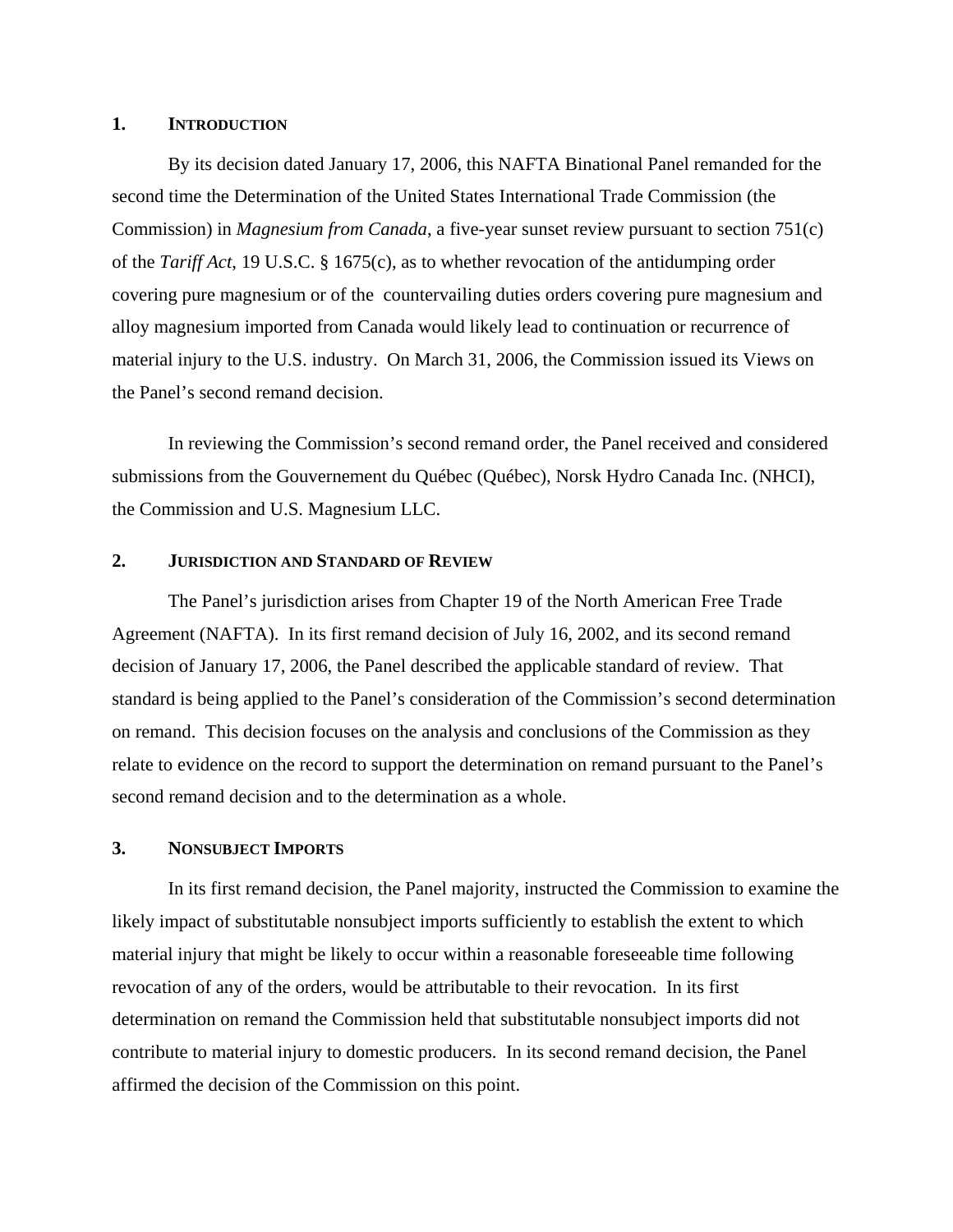## 1. INTRODUCTION

By its decision dated January 17, 2006, this NAFTA Binational Panel remanded for the second time the Determination of the United States International Trade Commission (the Commission) in *Magnesium from Canada*, a five-year sunset review pursuant to section 751(c) of the *Tariff Act*, 19 U.S.C. § 1675(c), as to whether revocation of the antidumping order covering pure magnesium or of the countervailing duties orders covering pure magnesium and alloy magnesium imported from Canada would likely lead to continuation or recurrence of material injury to the U.S. industry. On March 31, 2006, the Commission issued its Views on the Panel's second remand decision.

In reviewing the Commission's second remand order, the Panel received and considered submissions from the Gouvernement du Québec (Québec), Norsk Hydro Canada Inc. (NHCI), the Commission and U.S. Magnesium LLC.

## 2. JURISDICTION AND STANDARD OF REVIEW

The Panel's jurisdiction arises from Chapter 19 of the North American Free Trade Agreement (NAFTA). In its first remand decision of July 16, 2002, and its second remand decision of January 17, 2006, the Panel described the applicable standard of review. That standard is being applied to the Panel's consideration of the Commission's second determination on remand. This decision focuses on the analysis and conclusions of the Commission as they relate to evidence on the record to support the determination on remand pursuant to the Panel's second remand decision and to the determination as a whole.

## 3. NONSUBJECT IMPORTS

In its first remand decision, the Panel majority, instructed the Commission to examine the likely impact of substitutable nonsubject imports sufficiently to establish the extent to which material injury that might be likely to occur within a reasonable foreseeable time following revocation of any of the orders, would be attributable to their revocation. In its first determination on remand the Commission held that substitutable nonsubject imports did not contribute to material injury to domestic producers. In its second remand decision, the Panel affirmed the decision of the Commission on this point.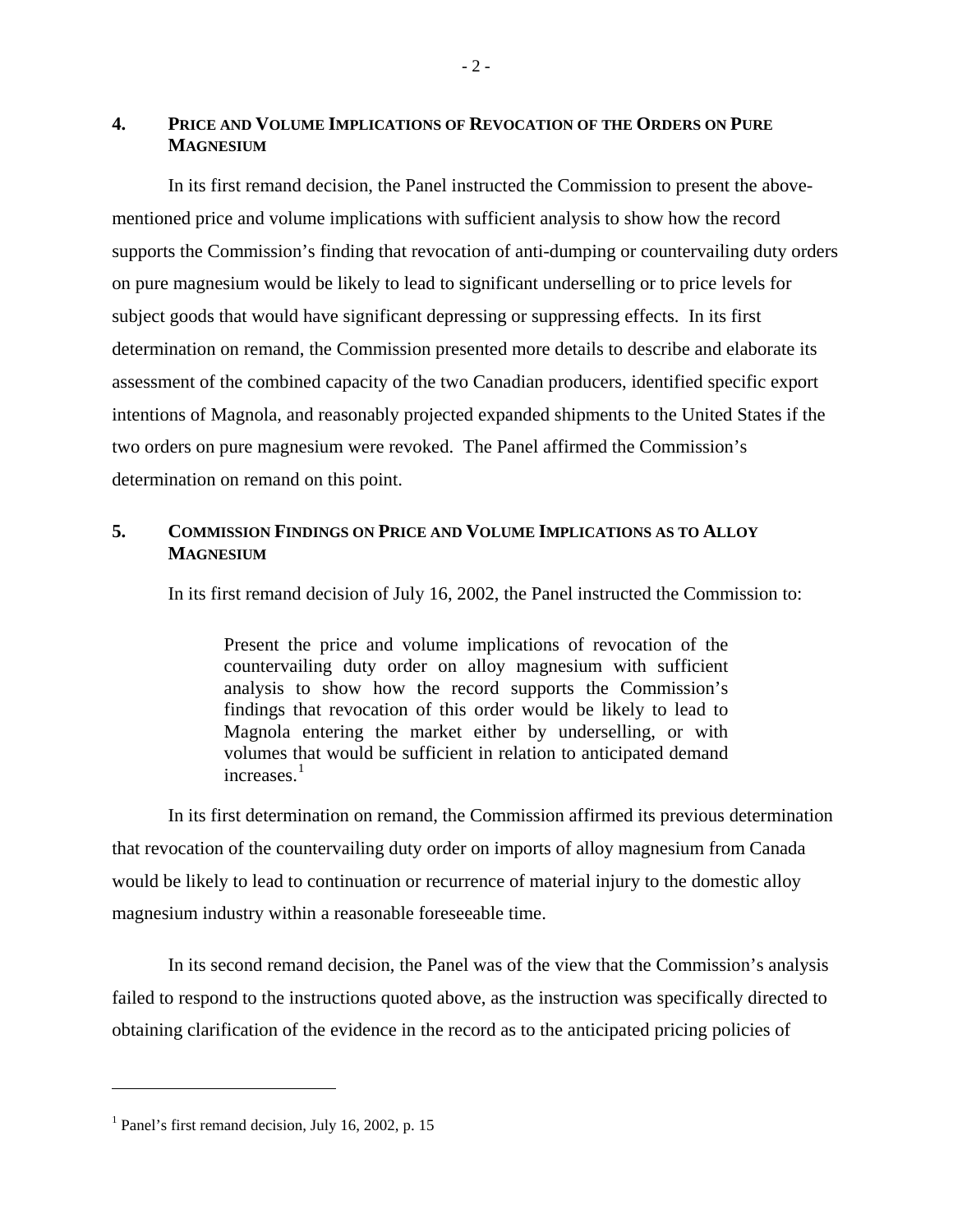## 4. PRICE AND VOLUME IMPLICATIONS OF REVOCATION OF THE ORDERS ON PURE MAGNESIUM

In its first remand decision, the Panel instructed the Commission to present the above-mentioned price and volume implications with sufficient analysis to show how the record supports the Commission's finding that revocation of anti-dumping or countervailing duty orders on pure magnesium would be likely to lead to significant underselling or to price levels for subject goods that would have significant depressing or suppressing effects. In its first determination on remand, the Commission presented more details to describe and elaborate its assessment of the combined capacity of the two Canadian producers, identified specific export intentions of Magnola, and reasonably projected expanded shipments to the United States if the two orders on pure magnesium were revoked. The Panel affirmed the Commission's determination on remand on this point.

## 5. COMMISSION FINDINGS ON PRICE AND VOLUME IMPLICATIONS AS TO ALLOY MAGNESIUM

In its first remand decision of July 16, 2002, the Panel instructed the Commission to:

> Present the price and volume implications of revocation of the countervailing duty order on alloy magnesium with sufficient analysis to show how the record supports the Commission's findings that revocation of this order would be likely to lead to Magnola entering the market either by underselling, or with volumes that would be sufficient in relation to anticipated demand increases.[1]

In its first determination on remand, the Commission affirmed its previous determination that revocation of the countervailing duty order on imports of alloy magnesium from Canada would be likely to lead to continuation or recurrence of material injury to the domestic alloy magnesium industry within a reasonable foreseeable time.

In its second remand decision, the Panel was of the view that the Commission's analysis failed to respond to the instructions quoted above, as the instruction was specifically directed to obtaining clarification of the evidence in the record as to the anticipated pricing policies of

---

[1] Panel's first remand decision, July 16, 2002, p. 15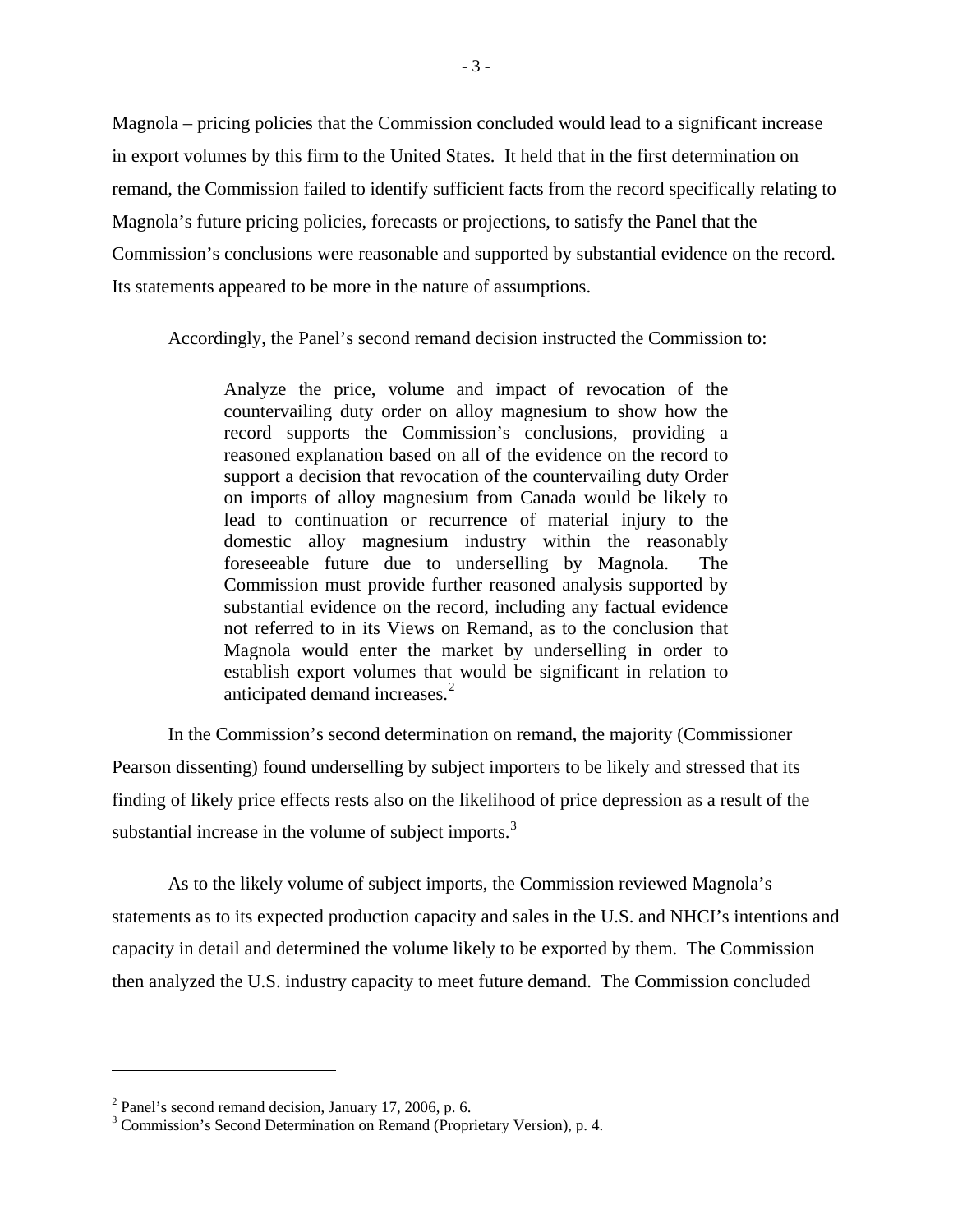Magnola – pricing policies that the Commission concluded would lead to a significant increase in export volumes by this firm to the United States. It held that in the first determination on remand, the Commission failed to identify sufficient facts from the record specifically relating to Magnola's future pricing policies, forecasts or projections, to satisfy the Panel that the Commission's conclusions were reasonable and supported by substantial evidence on the record. Its statements appeared to be more in the nature of assumptions.

Accordingly, the Panel's second remand decision instructed the Commission to:

> Analyze the price, volume and impact of revocation of the countervailing duty order on alloy magnesium to show how the record supports the Commission's conclusions, providing a reasoned explanation based on all of the evidence on the record to support a decision that revocation of the countervailing duty Order on imports of alloy magnesium from Canada would be likely to lead to continuation or recurrence of material injury to the domestic alloy magnesium industry within the reasonably foreseeable future due to underselling by Magnola. The Commission must provide further reasoned analysis supported by substantial evidence on the record, including any factual evidence not referred to in its Views on Remand, as to the conclusion that Magnola would enter the market by underselling in order to establish export volumes that would be significant in relation to anticipated demand increases.[2]

In the Commission's second determination on remand, the majority (Commissioner Pearson dissenting) found underselling by subject importers to be likely and stressed that its finding of likely price effects rests also on the likelihood of price depression as a result of the substantial increase in the volume of subject imports.[3]

As to the likely volume of subject imports, the Commission reviewed Magnola's statements as to its expected production capacity and sales in the U.S. and NHCI's intentions and capacity in detail and determined the volume likely to be exported by them. The Commission then analyzed the U.S. industry capacity to meet future demand. The Commission concluded

---

[2] Panel's second remand decision, January 17, 2006, p. 6.

[3] Commission's Second Determination on Remand (Proprietary Version), p. 4.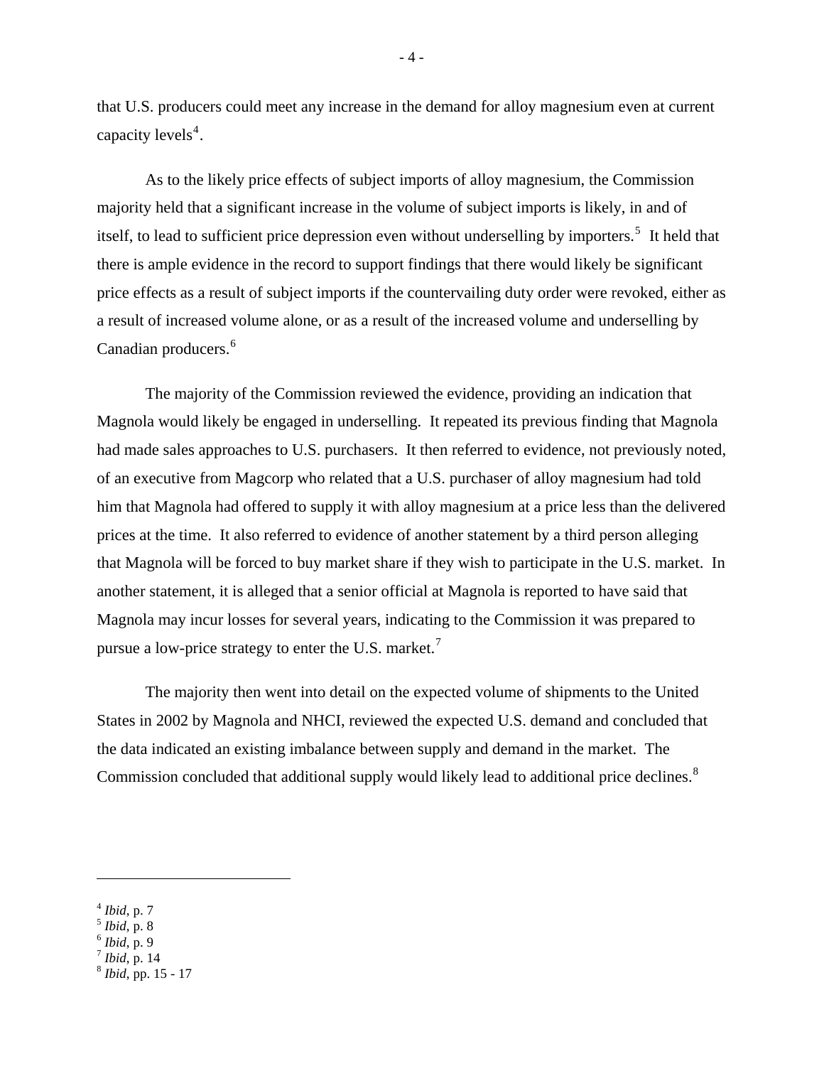that U.S. producers could meet any increase in the demand for alloy magnesium even at current capacity levels[4].

As to the likely price effects of subject imports of alloy magnesium, the Commission majority held that a significant increase in the volume of subject imports is likely, in and of itself, to lead to sufficient price depression even without underselling by importers.[5] It held that there is ample evidence in the record to support findings that there would likely be significant price effects as a result of subject imports if the countervailing duty order were revoked, either as a result of increased volume alone, or as a result of the increased volume and underselling by Canadian producers.[6]

The majority of the Commission reviewed the evidence, providing an indication that Magnola would likely be engaged in underselling. It repeated its previous finding that Magnola had made sales approaches to U.S. purchasers. It then referred to evidence, not previously noted, of an executive from Magcorp who related that a U.S. purchaser of alloy magnesium had told him that Magnola had offered to supply it with alloy magnesium at a price less than the delivered prices at the time. It also referred to evidence of another statement by a third person alleging that Magnola will be forced to buy market share if they wish to participate in the U.S. market. In another statement, it is alleged that a senior official at Magnola is reported to have said that Magnola may incur losses for several years, indicating to the Commission it was prepared to pursue a low-price strategy to enter the U.S. market.[7]

The majority then went into detail on the expected volume of shipments to the United States in 2002 by Magnola and NHCI, reviewed the expected U.S. demand and concluded that the data indicated an existing imbalance between supply and demand in the market. The Commission concluded that additional supply would likely lead to additional price declines.[8]

---

[4] *Ibid*, p. 7
[5] *Ibid*, p. 8
[6] *Ibid*, p. 9
[7] *Ibid*, p. 14
[8] *Ibid*, pp. 15 - 17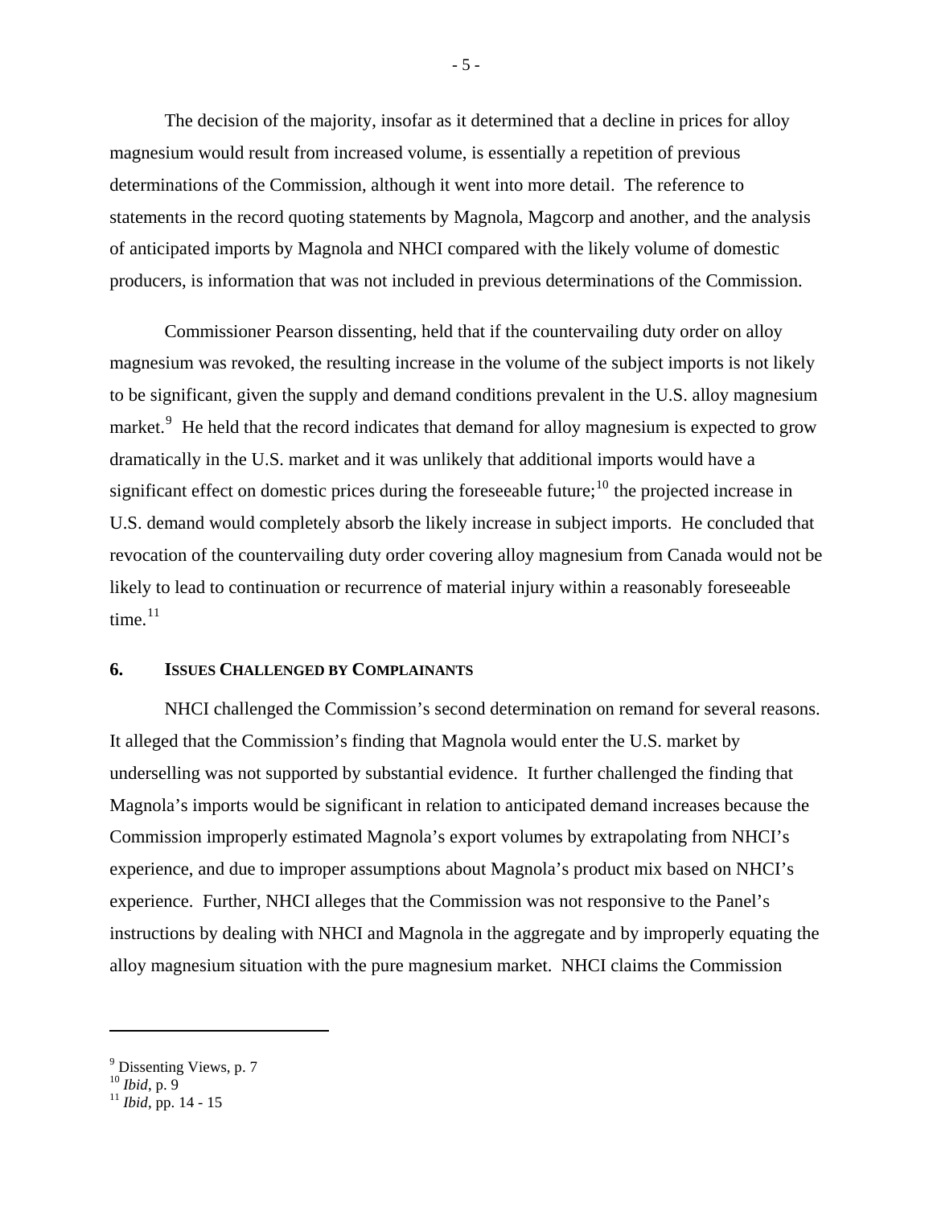The decision of the majority, insofar as it determined that a decline in prices for alloy magnesium would result from increased volume, is essentially a repetition of previous determinations of the Commission, although it went into more detail. The reference to statements in the record quoting statements by Magnola, Magcorp and another, and the analysis of anticipated imports by Magnola and NHCI compared with the likely volume of domestic producers, is information that was not included in previous determinations of the Commission.

Commissioner Pearson dissenting, held that if the countervailing duty order on alloy magnesium was revoked, the resulting increase in the volume of the subject imports is not likely to be significant, given the supply and demand conditions prevalent in the U.S. alloy magnesium market.[9] He held that the record indicates that demand for alloy magnesium is expected to grow dramatically in the U.S. market and it was unlikely that additional imports would have a significant effect on domestic prices during the foreseeable future;[10] the projected increase in U.S. demand would completely absorb the likely increase in subject imports. He concluded that revocation of the countervailing duty order covering alloy magnesium from Canada would not be likely to lead to continuation or recurrence of material injury within a reasonably foreseeable time.[11]

## 6. Issues Challenged by Complainants

NHCI challenged the Commission's second determination on remand for several reasons. It alleged that the Commission's finding that Magnola would enter the U.S. market by underselling was not supported by substantial evidence. It further challenged the finding that Magnola's imports would be significant in relation to anticipated demand increases because the Commission improperly estimated Magnola's export volumes by extrapolating from NHCI's experience, and due to improper assumptions about Magnola's product mix based on NHCI's experience. Further, NHCI alleges that the Commission was not responsive to the Panel's instructions by dealing with NHCI and Magnola in the aggregate and by improperly equating the alloy magnesium situation with the pure magnesium market. NHCI claims the Commission

---

[9] Dissenting Views, p. 7
[10] *Ibid*, p. 9
[11] *Ibid*, pp. 14 - 15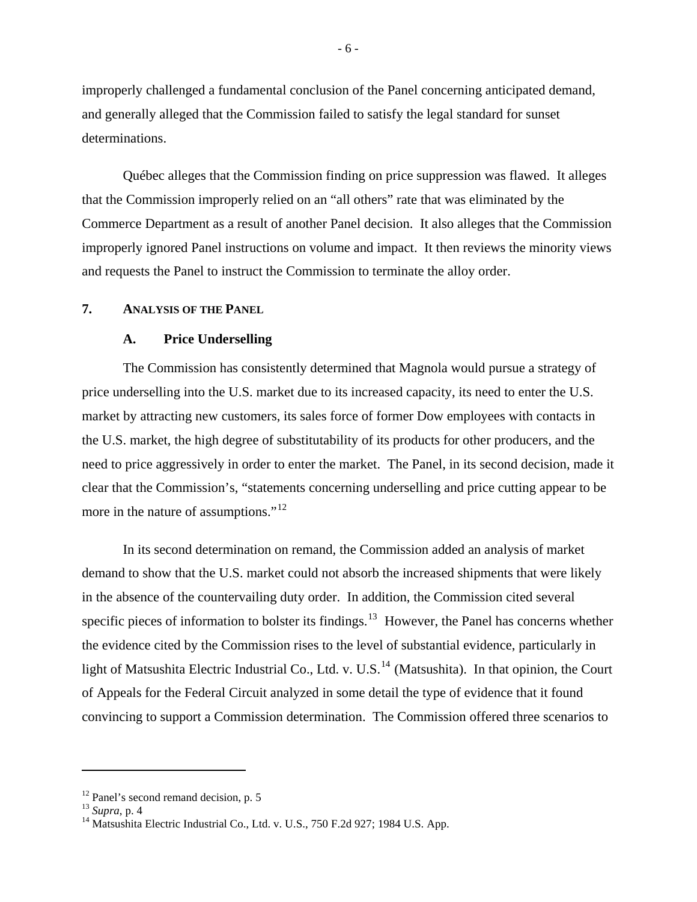improperly challenged a fundamental conclusion of the Panel concerning anticipated demand, and generally alleged that the Commission failed to satisfy the legal standard for sunset determinations.

Québec alleges that the Commission finding on price suppression was flawed. It alleges that the Commission improperly relied on an "all others" rate that was eliminated by the Commerce Department as a result of another Panel decision. It also alleges that the Commission improperly ignored Panel instructions on volume and impact. It then reviews the minority views and requests the Panel to instruct the Commission to terminate the alloy order.

## 7. ANALYSIS OF THE PANEL

### A. Price Underselling

The Commission has consistently determined that Magnola would pursue a strategy of price underselling into the U.S. market due to its increased capacity, its need to enter the U.S. market by attracting new customers, its sales force of former Dow employees with contacts in the U.S. market, the high degree of substitutability of its products for other producers, and the need to price aggressively in order to enter the market. The Panel, in its second decision, made it clear that the Commission's, "statements concerning underselling and price cutting appear to be more in the nature of assumptions."[12]

In its second determination on remand, the Commission added an analysis of market demand to show that the U.S. market could not absorb the increased shipments that were likely in the absence of the countervailing duty order. In addition, the Commission cited several specific pieces of information to bolster its findings.[13] However, the Panel has concerns whether the evidence cited by the Commission rises to the level of substantial evidence, particularly in light of Matsushita Electric Industrial Co., Ltd. v. U.S.[14] (Matsushita). In that opinion, the Court of Appeals for the Federal Circuit analyzed in some detail the type of evidence that it found convincing to support a Commission determination. The Commission offered three scenarios to

---

[12] Panel's second remand decision, p. 5

[13] *Supra*, p. 4

[14] Matsushita Electric Industrial Co., Ltd. v. U.S., 750 F.2d 927; 1984 U.S. App.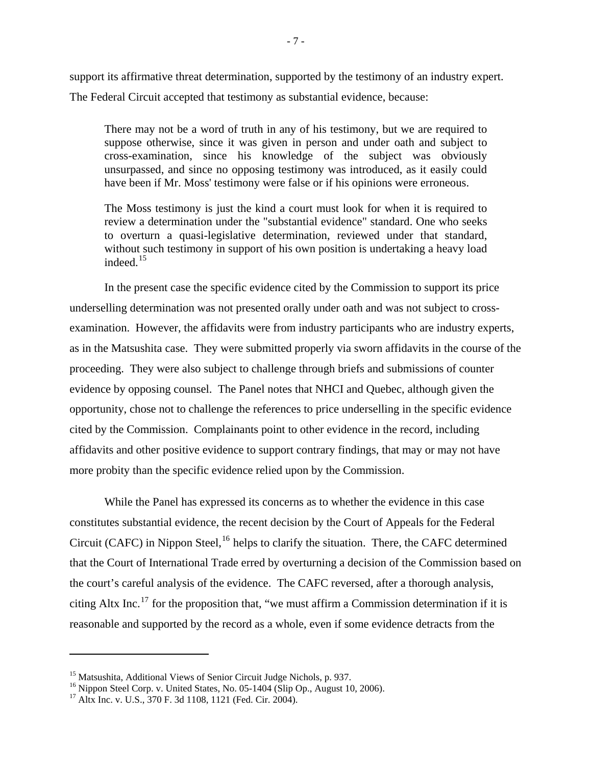support its affirmative threat determination, supported by the testimony of an industry expert. The Federal Circuit accepted that testimony as substantial evidence, because:

> There may not be a word of truth in any of his testimony, but we are required to suppose otherwise, since it was given in person and under oath and subject to cross-examination, since his knowledge of the subject was obviously unsurpassed, and since no opposing testimony was introduced, as it easily could have been if Mr. Moss' testimony were false or if his opinions were erroneous.
>
> The Moss testimony is just the kind a court must look for when it is required to review a determination under the "substantial evidence" standard. One who seeks to overturn a quasi-legislative determination, reviewed under that standard, without such testimony in support of his own position is undertaking a heavy load indeed.[15]

In the present case the specific evidence cited by the Commission to support its price underselling determination was not presented orally under oath and was not subject to cross-examination. However, the affidavits were from industry participants who are industry experts, as in the Matsushita case. They were submitted properly via sworn affidavits in the course of the proceeding. They were also subject to challenge through briefs and submissions of counter evidence by opposing counsel. The Panel notes that NHCI and Quebec, although given the opportunity, chose not to challenge the references to price underselling in the specific evidence cited by the Commission. Complainants point to other evidence in the record, including affidavits and other positive evidence to support contrary findings, that may or may not have more probity than the specific evidence relied upon by the Commission.

While the Panel has expressed its concerns as to whether the evidence in this case constitutes substantial evidence, the recent decision by the Court of Appeals for the Federal Circuit (CAFC) in Nippon Steel,[16] helps to clarify the situation. There, the CAFC determined that the Court of International Trade erred by overturning a decision of the Commission based on the court's careful analysis of the evidence. The CAFC reversed, after a thorough analysis, citing Altx Inc.[17] for the proposition that, "we must affirm a Commission determination if it is reasonable and supported by the record as a whole, even if some evidence detracts from the

---

[15] Matsushita, Additional Views of Senior Circuit Judge Nichols, p. 937.

[16] Nippon Steel Corp. v. United States, No. 05-1404 (Slip Op., August 10, 2006).

[17] Altx Inc. v. U.S., 370 F. 3d 1108, 1121 (Fed. Cir. 2004).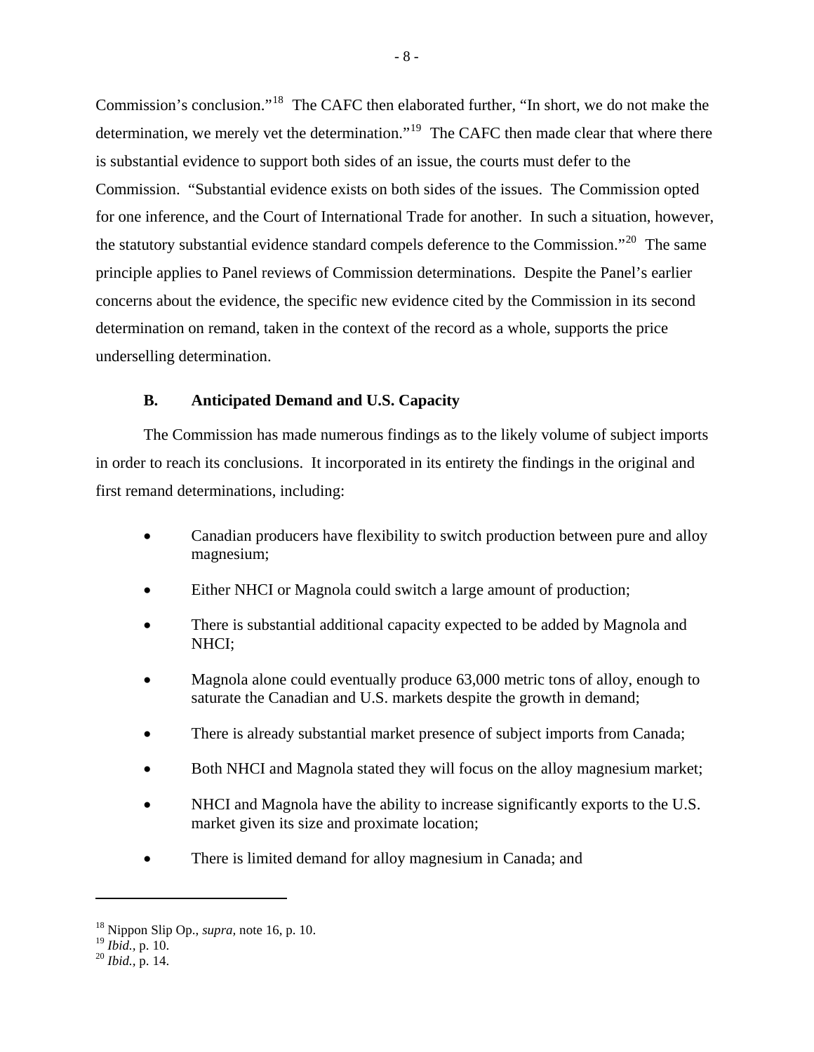Commission's conclusion."[18] The CAFC then elaborated further, "In short, we do not make the determination, we merely vet the determination."[19] The CAFC then made clear that where there is substantial evidence to support both sides of an issue, the courts must defer to the Commission. "Substantial evidence exists on both sides of the issues. The Commission opted for one inference, and the Court of International Trade for another. In such a situation, however, the statutory substantial evidence standard compels deference to the Commission."[20] The same principle applies to Panel reviews of Commission determinations. Despite the Panel's earlier concerns about the evidence, the specific new evidence cited by the Commission in its second determination on remand, taken in the context of the record as a whole, supports the price underselling determination.

### B. Anticipated Demand and U.S. Capacity

The Commission has made numerous findings as to the likely volume of subject imports in order to reach its conclusions. It incorporated in its entirety the findings in the original and first remand determinations, including:

- Canadian producers have flexibility to switch production between pure and alloy magnesium;
- Either NHCI or Magnola could switch a large amount of production;
- There is substantial additional capacity expected to be added by Magnola and NHCI;
- Magnola alone could eventually produce 63,000 metric tons of alloy, enough to saturate the Canadian and U.S. markets despite the growth in demand;
- There is already substantial market presence of subject imports from Canada;
- Both NHCI and Magnola stated they will focus on the alloy magnesium market;
- NHCI and Magnola have the ability to increase significantly exports to the U.S. market given its size and proximate location;
- There is limited demand for alloy magnesium in Canada; and

---

[18] Nippon Slip Op., *supra*, note 16, p. 10.
[19] *Ibid.*, p. 10.
[20] *Ibid.*, p. 14.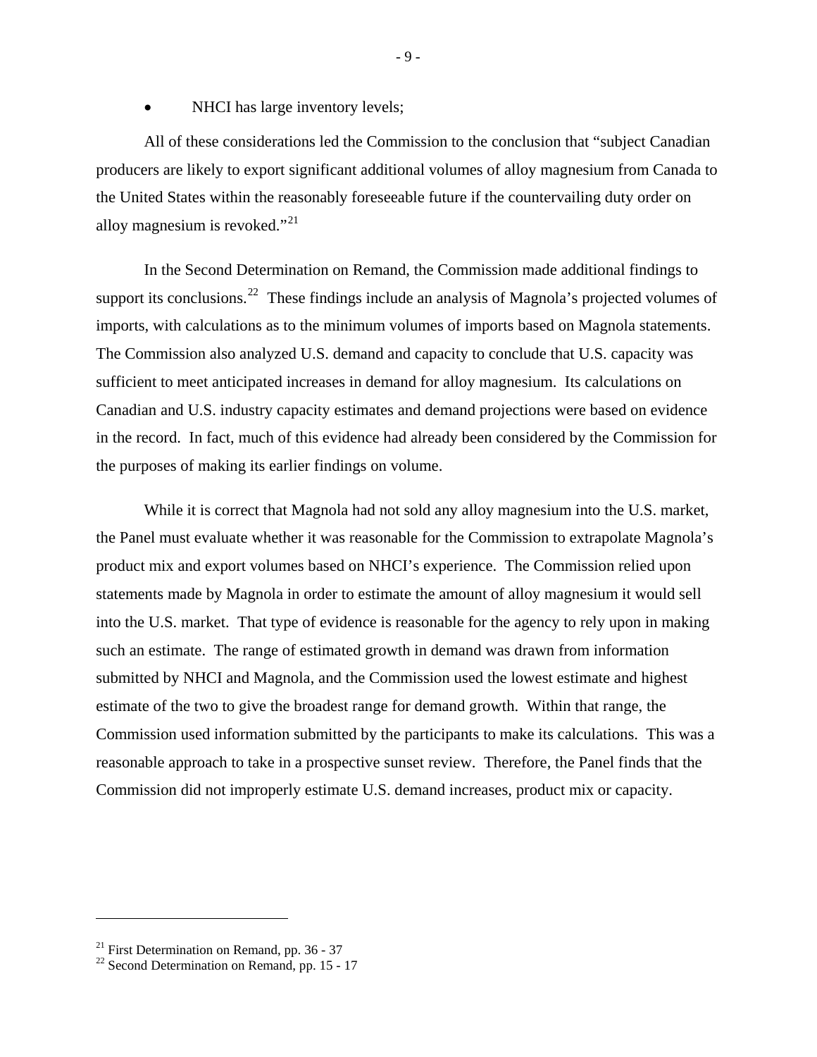- NHCI has large inventory levels;

All of these considerations led the Commission to the conclusion that "subject Canadian producers are likely to export significant additional volumes of alloy magnesium from Canada to the United States within the reasonably foreseeable future if the countervailing duty order on alloy magnesium is revoked."[21]

In the Second Determination on Remand, the Commission made additional findings to support its conclusions.[22] These findings include an analysis of Magnola's projected volumes of imports, with calculations as to the minimum volumes of imports based on Magnola statements. The Commission also analyzed U.S. demand and capacity to conclude that U.S. capacity was sufficient to meet anticipated increases in demand for alloy magnesium. Its calculations on Canadian and U.S. industry capacity estimates and demand projections were based on evidence in the record. In fact, much of this evidence had already been considered by the Commission for the purposes of making its earlier findings on volume.

While it is correct that Magnola had not sold any alloy magnesium into the U.S. market, the Panel must evaluate whether it was reasonable for the Commission to extrapolate Magnola's product mix and export volumes based on NHCI's experience. The Commission relied upon statements made by Magnola in order to estimate the amount of alloy magnesium it would sell into the U.S. market. That type of evidence is reasonable for the agency to rely upon in making such an estimate. The range of estimated growth in demand was drawn from information submitted by NHCI and Magnola, and the Commission used the lowest estimate and highest estimate of the two to give the broadest range for demand growth. Within that range, the Commission used information submitted by the participants to make its calculations. This was a reasonable approach to take in a prospective sunset review. Therefore, the Panel finds that the Commission did not improperly estimate U.S. demand increases, product mix or capacity.

---

[21] First Determination on Remand, pp. 36 - 37

[22] Second Determination on Remand, pp. 15 - 17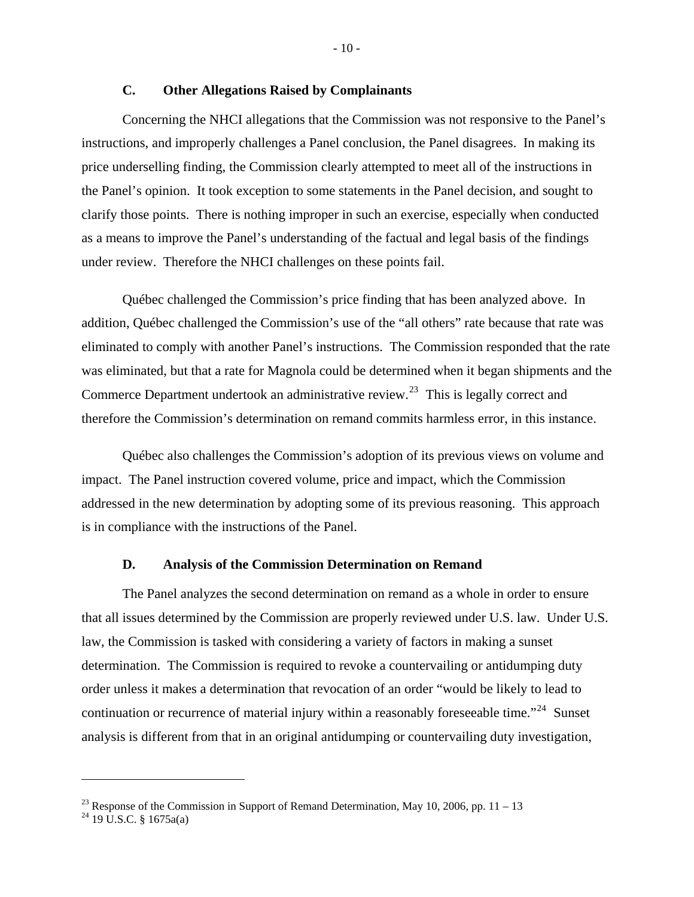### C. Other Allegations Raised by Complainants

Concerning the NHCI allegations that the Commission was not responsive to the Panel's instructions, and improperly challenges a Panel conclusion, the Panel disagrees. In making its price underselling finding, the Commission clearly attempted to meet all of the instructions in the Panel's opinion. It took exception to some statements in the Panel decision, and sought to clarify those points. There is nothing improper in such an exercise, especially when conducted as a means to improve the Panel's understanding of the factual and legal basis of the findings under review. Therefore the NHCI challenges on these points fail.

Québec challenged the Commission's price finding that has been analyzed above. In addition, Québec challenged the Commission's use of the "all others" rate because that rate was eliminated to comply with another Panel's instructions. The Commission responded that the rate was eliminated, but that a rate for Magnola could be determined when it began shipments and the Commerce Department undertook an administrative review.[23] This is legally correct and therefore the Commission's determination on remand commits harmless error, in this instance.

Québec also challenges the Commission's adoption of its previous views on volume and impact. The Panel instruction covered volume, price and impact, which the Commission addressed in the new determination by adopting some of its previous reasoning. This approach is in compliance with the instructions of the Panel.

### D. Analysis of the Commission Determination on Remand

The Panel analyzes the second determination on remand as a whole in order to ensure that all issues determined by the Commission are properly reviewed under U.S. law. Under U.S. law, the Commission is tasked with considering a variety of factors in making a sunset determination. The Commission is required to revoke a countervailing or antidumping duty order unless it makes a determination that revocation of an order "would be likely to lead to continuation or recurrence of material injury within a reasonably foreseeable time."[24] Sunset analysis is different from that in an original antidumping or countervailing duty investigation,

---

[23] Response of the Commission in Support of Remand Determination, May 10, 2006, pp. 11 – 13

[24] 19 U.S.C. § 1675a(a)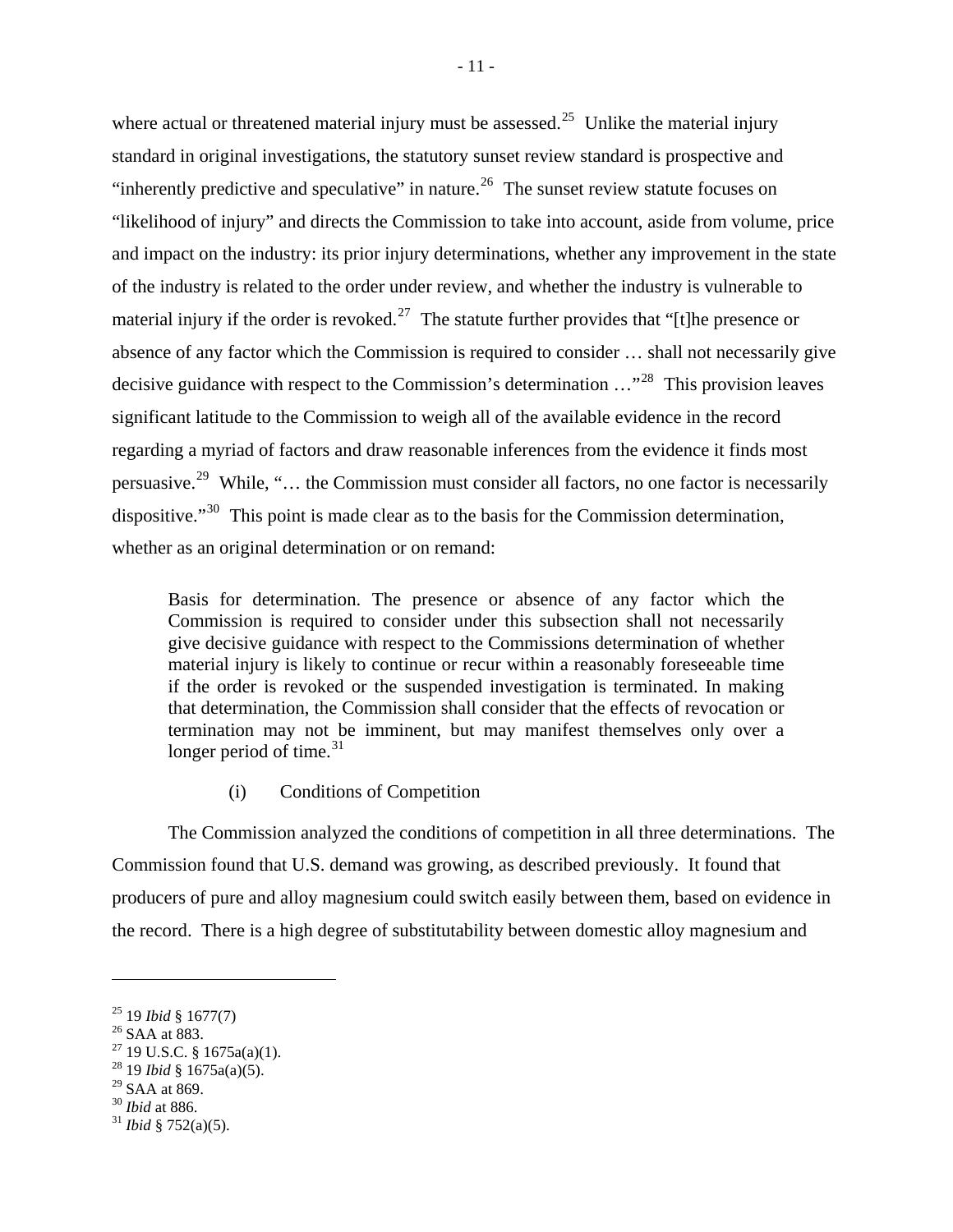where actual or threatened material injury must be assessed.[25] Unlike the material injury standard in original investigations, the statutory sunset review standard is prospective and "inherently predictive and speculative" in nature.[26] The sunset review statute focuses on "likelihood of injury" and directs the Commission to take into account, aside from volume, price and impact on the industry: its prior injury determinations, whether any improvement in the state of the industry is related to the order under review, and whether the industry is vulnerable to material injury if the order is revoked.[27] The statute further provides that "[t]he presence or absence of any factor which the Commission is required to consider … shall not necessarily give decisive guidance with respect to the Commission's determination …"[28] This provision leaves significant latitude to the Commission to weigh all of the available evidence in the record regarding a myriad of factors and draw reasonable inferences from the evidence it finds most persuasive.[29] While, "… the Commission must consider all factors, no one factor is necessarily dispositive."[30] This point is made clear as to the basis for the Commission determination, whether as an original determination or on remand:

> Basis for determination. The presence or absence of any factor which the Commission is required to consider under this subsection shall not necessarily give decisive guidance with respect to the Commissions determination of whether material injury is likely to continue or recur within a reasonably foreseeable time if the order is revoked or the suspended investigation is terminated. In making that determination, the Commission shall consider that the effects of revocation or termination may not be imminent, but may manifest themselves only over a longer period of time.[31]

(i) Conditions of Competition

The Commission analyzed the conditions of competition in all three determinations. The Commission found that U.S. demand was growing, as described previously. It found that producers of pure and alloy magnesium could switch easily between them, based on evidence in the record. There is a high degree of substitutability between domestic alloy magnesium and

---

[25] 19 *Ibid* § 1677(7)

[26] SAA at 883.

[27] 19 U.S.C. § 1675a(a)(1).

[28] 19 *Ibid* § 1675a(a)(5).

[29] SAA at 869.

[30] *Ibid* at 886.

[31] *Ibid* § 752(a)(5).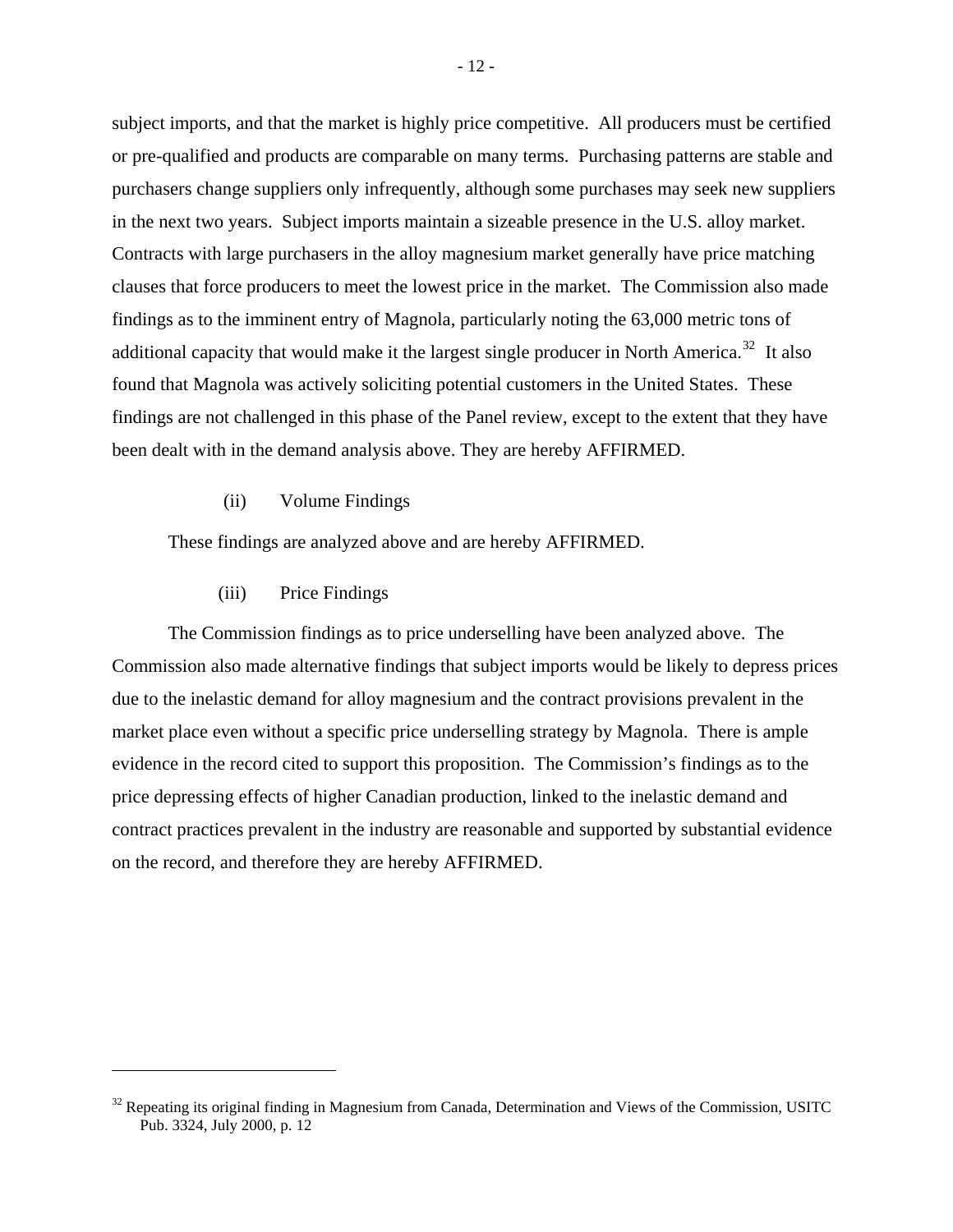subject imports, and that the market is highly price competitive. All producers must be certified or pre-qualified and products are comparable on many terms. Purchasing patterns are stable and purchasers change suppliers only infrequently, although some purchases may seek new suppliers in the next two years. Subject imports maintain a sizeable presence in the U.S. alloy market. Contracts with large purchasers in the alloy magnesium market generally have price matching clauses that force producers to meet the lowest price in the market. The Commission also made findings as to the imminent entry of Magnola, particularly noting the 63,000 metric tons of additional capacity that would make it the largest single producer in North America.[32] It also found that Magnola was actively soliciting potential customers in the United States. These findings are not challenged in this phase of the Panel review, except to the extent that they have been dealt with in the demand analysis above. They are hereby AFFIRMED.

(ii) Volume Findings

These findings are analyzed above and are hereby AFFIRMED.

(iii) Price Findings

The Commission findings as to price underselling have been analyzed above. The Commission also made alternative findings that subject imports would be likely to depress prices due to the inelastic demand for alloy magnesium and the contract provisions prevalent in the market place even without a specific price underselling strategy by Magnola. There is ample evidence in the record cited to support this proposition. The Commission's findings as to the price depressing effects of higher Canadian production, linked to the inelastic demand and contract practices prevalent in the industry are reasonable and supported by substantial evidence on the record, and therefore they are hereby AFFIRMED.

---

[32] Repeating its original finding in Magnesium from Canada, Determination and Views of the Commission, USITC Pub. 3324, July 2000, p. 12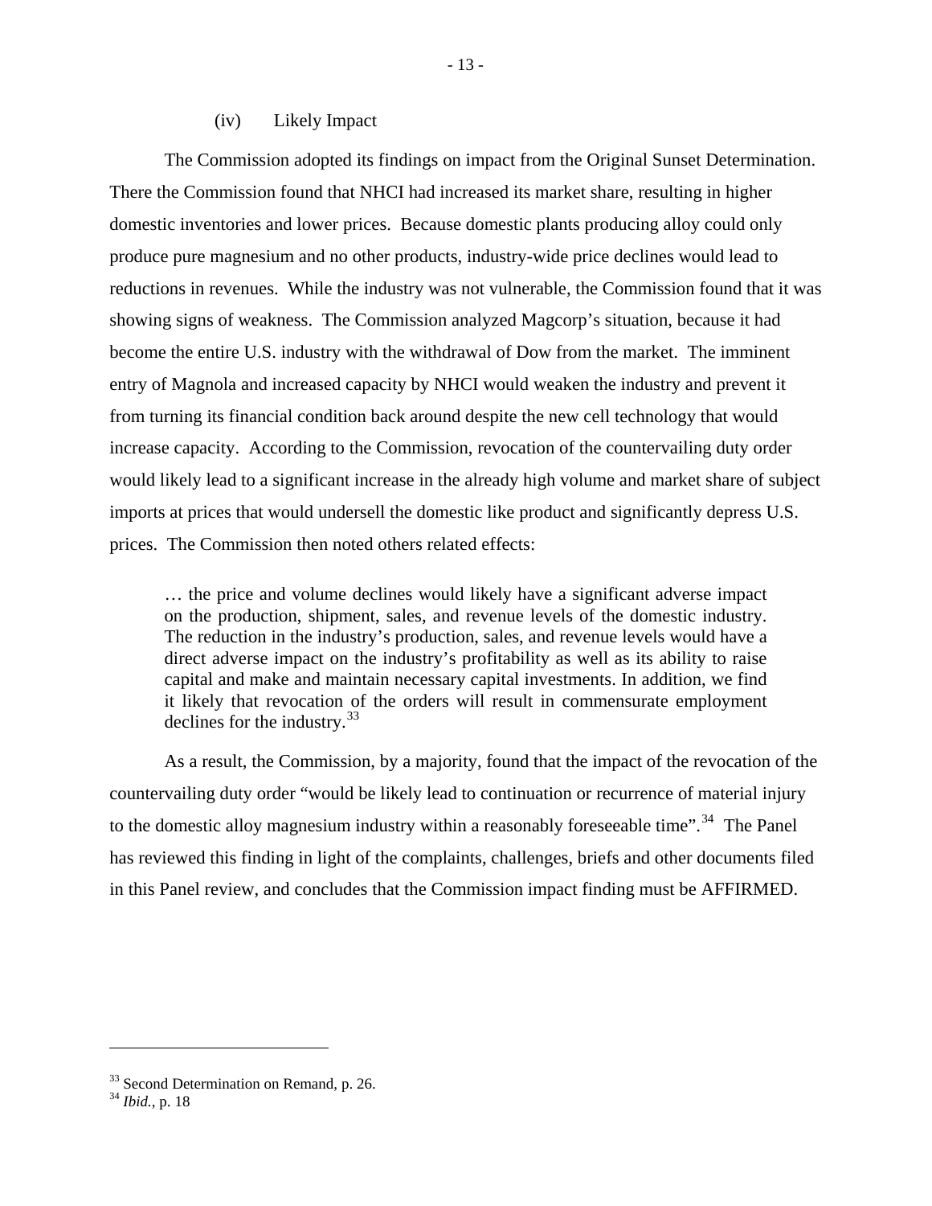(iv) Likely Impact

The Commission adopted its findings on impact from the Original Sunset Determination. There the Commission found that NHCI had increased its market share, resulting in higher domestic inventories and lower prices. Because domestic plants producing alloy could only produce pure magnesium and no other products, industry-wide price declines would lead to reductions in revenues. While the industry was not vulnerable, the Commission found that it was showing signs of weakness. The Commission analyzed Magcorp's situation, because it had become the entire U.S. industry with the withdrawal of Dow from the market. The imminent entry of Magnola and increased capacity by NHCI would weaken the industry and prevent it from turning its financial condition back around despite the new cell technology that would increase capacity. According to the Commission, revocation of the countervailing duty order would likely lead to a significant increase in the already high volume and market share of subject imports at prices that would undersell the domestic like product and significantly depress U.S. prices. The Commission then noted others related effects:

> … the price and volume declines would likely have a significant adverse impact on the production, shipment, sales, and revenue levels of the domestic industry. The reduction in the industry's production, sales, and revenue levels would have a direct adverse impact on the industry's profitability as well as its ability to raise capital and make and maintain necessary capital investments. In addition, we find it likely that revocation of the orders will result in commensurate employment declines for the industry.[33]

As a result, the Commission, by a majority, found that the impact of the revocation of the countervailing duty order "would be likely lead to continuation or recurrence of material injury to the domestic alloy magnesium industry within a reasonably foreseeable time".[34] The Panel has reviewed this finding in light of the complaints, challenges, briefs and other documents filed in this Panel review, and concludes that the Commission impact finding must be AFFIRMED.

---

[33] Second Determination on Remand, p. 26.

[34] *Ibid.*, p. 18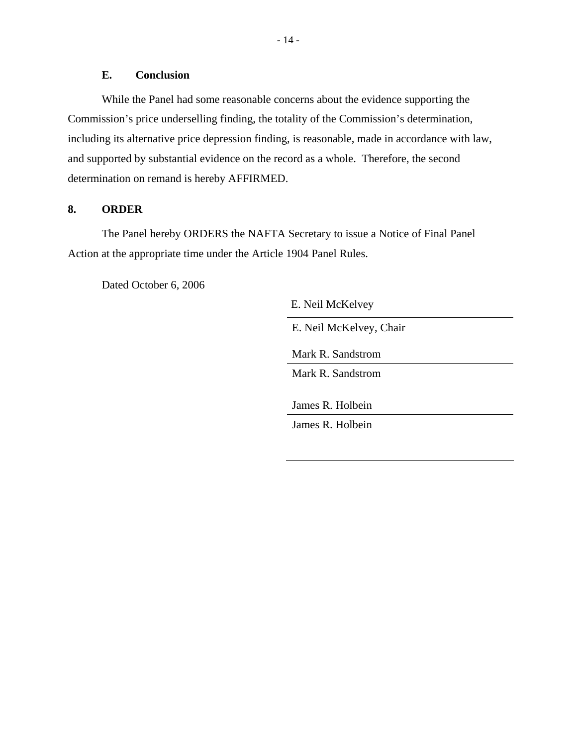### E. Conclusion

While the Panel had some reasonable concerns about the evidence supporting the Commission's price underselling finding, the totality of the Commission's determination, including its alternative price depression finding, is reasonable, made in accordance with law, and supported by substantial evidence on the record as a whole. Therefore, the second determination on remand is hereby AFFIRMED.

## 8. ORDER

The Panel hereby ORDERS the NAFTA Secretary to issue a Notice of Final Panel Action at the appropriate time under the Article 1904 Panel Rules.

Dated October 6, 2006

E. Neil McKelvey
_______________________
E. Neil McKelvey, Chair

Mark R. Sandstrom
_______________________
Mark R. Sandstrom

James R. Holbein
_______________________
James R. Holbein

_______________________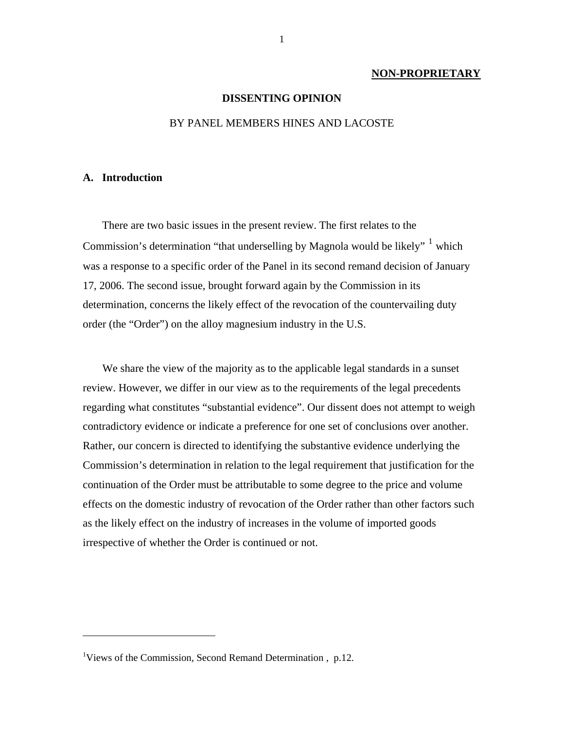**NON-PROPRIETARY**

# DISSENTING OPINION

BY PANEL MEMBERS HINES AND LACOSTE

## A. Introduction

There are two basic issues in the present review. The first relates to the Commission's determination "that underselling by Magnola would be likely" [1] which was a response to a specific order of the Panel in its second remand decision of January 17, 2006. The second issue, brought forward again by the Commission in its determination, concerns the likely effect of the revocation of the countervailing duty order (the "Order") on the alloy magnesium industry in the U.S.

We share the view of the majority as to the applicable legal standards in a sunset review. However, we differ in our view as to the requirements of the legal precedents regarding what constitutes "substantial evidence". Our dissent does not attempt to weigh contradictory evidence or indicate a preference for one set of conclusions over another. Rather, our concern is directed to identifying the substantive evidence underlying the Commission's determination in relation to the legal requirement that justification for the continuation of the Order must be attributable to some degree to the price and volume effects on the domestic industry of revocation of the Order rather than other factors such as the likely effect on the industry of increases in the volume of imported goods irrespective of whether the Order is continued or not.

---

[1] Views of the Commission, Second Remand Determination , p.12.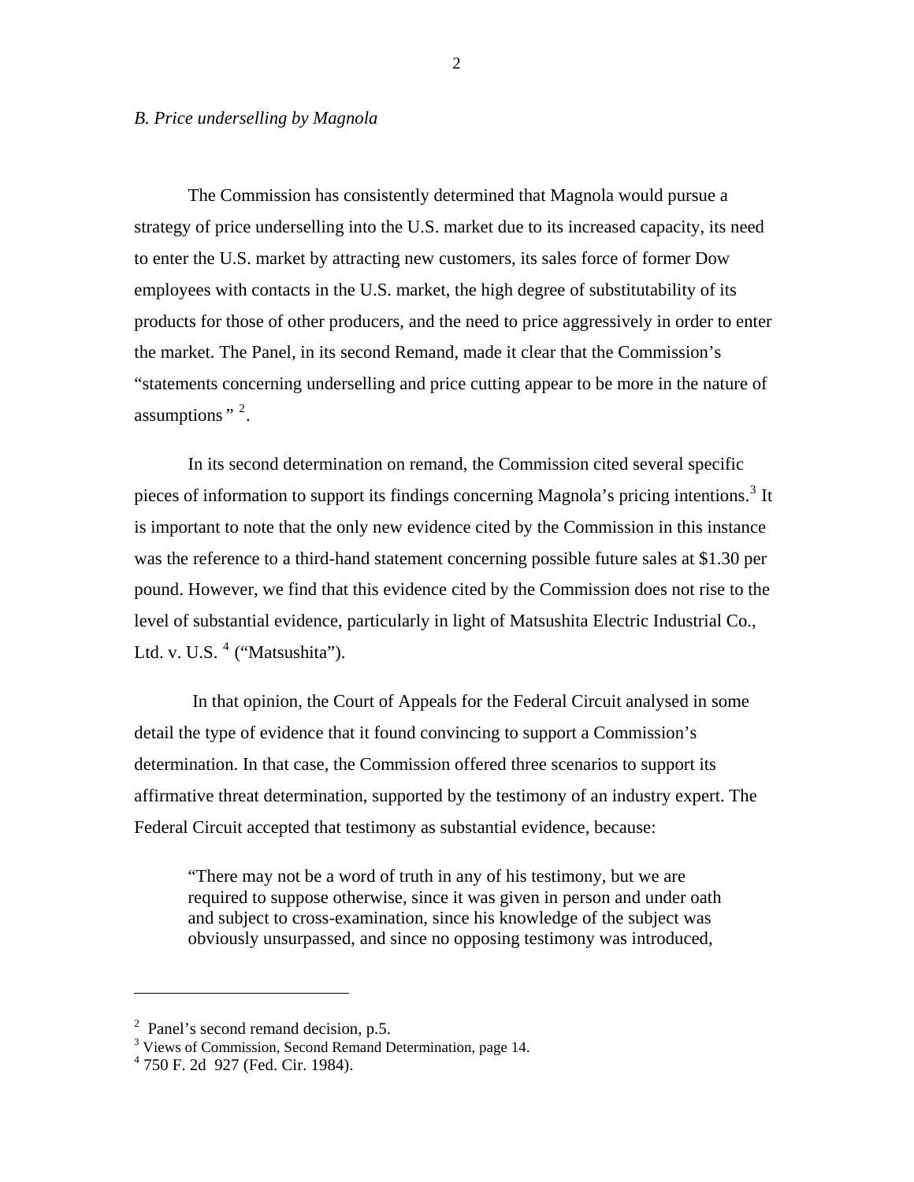*B. Price underselling by Magnola*

The Commission has consistently determined that Magnola would pursue a strategy of price underselling into the U.S. market due to its increased capacity, its need to enter the U.S. market by attracting new customers, its sales force of former Dow employees with contacts in the U.S. market, the high degree of substitutability of its products for those of other producers, and the need to price aggressively in order to enter the market. The Panel, in its second Remand, made it clear that the Commission's "statements concerning underselling and price cutting appear to be more in the nature of assumptions " [2].

In its second determination on remand, the Commission cited several specific pieces of information to support its findings concerning Magnola's pricing intentions.[3] It is important to note that the only new evidence cited by the Commission in this instance was the reference to a third-hand statement concerning possible future sales at $1.30 per pound. However, we find that this evidence cited by the Commission does not rise to the level of substantial evidence, particularly in light of Matsushita Electric Industrial Co., Ltd. v. U.S. [4] ("Matsushita").

In that opinion, the Court of Appeals for the Federal Circuit analysed in some detail the type of evidence that it found convincing to support a Commission's determination. In that case, the Commission offered three scenarios to support its affirmative threat determination, supported by the testimony of an industry expert. The Federal Circuit accepted that testimony as substantial evidence, because:

> "There may not be a word of truth in any of his testimony, but we are required to suppose otherwise, since it was given in person and under oath and subject to cross-examination, since his knowledge of the subject was obviously unsurpassed, and since no opposing testimony was introduced,

---

[2] Panel's second remand decision, p.5.

[3] Views of Commission, Second Remand Determination, page 14.

[4] 750 F. 2d 927 (Fed. Cir. 1984).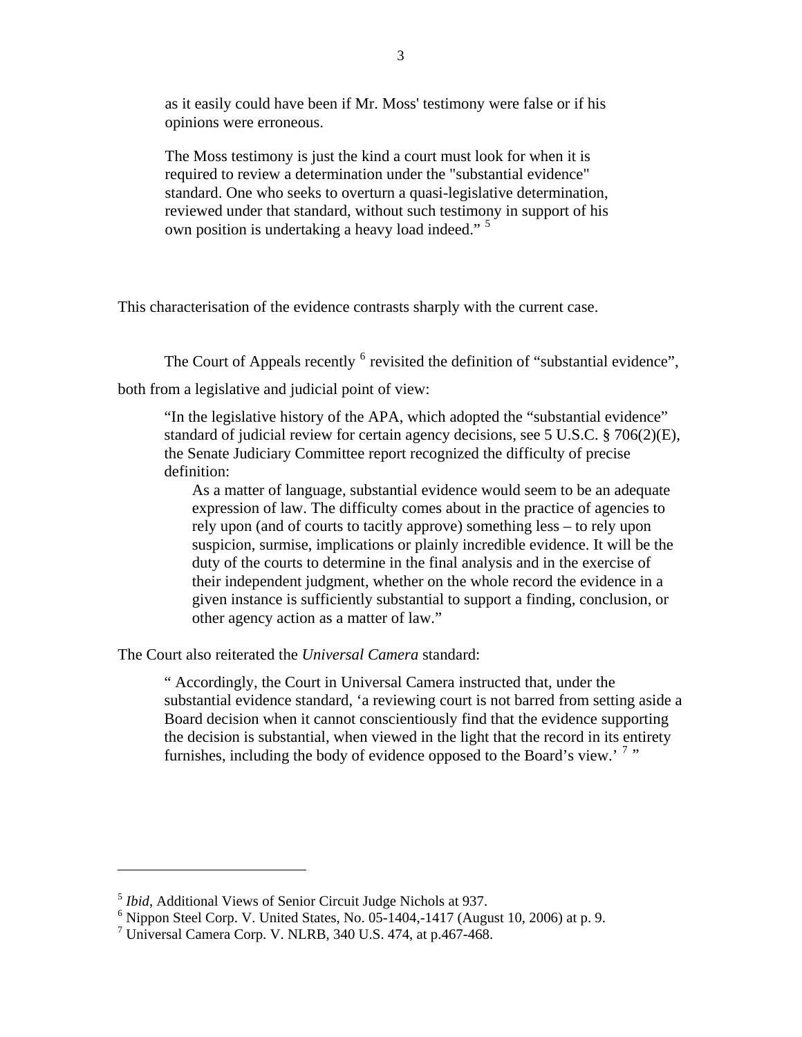> as it easily could have been if Mr. Moss' testimony were false or if his opinions were erroneous.
>
> The Moss testimony is just the kind a court must look for when it is required to review a determination under the "substantial evidence" standard. One who seeks to overturn a quasi-legislative determination, reviewed under that standard, without such testimony in support of his own position is undertaking a heavy load indeed." [5]

This characterisation of the evidence contrasts sharply with the current case.

The Court of Appeals recently [6] revisited the definition of "substantial evidence", both from a legislative and judicial point of view:

> "In the legislative history of the APA, which adopted the "substantial evidence" standard of judicial review for certain agency decisions, see 5 U.S.C. § 706(2)(E), the Senate Judiciary Committee report recognized the difficulty of precise definition:
>
> > As a matter of language, substantial evidence would seem to be an adequate expression of law. The difficulty comes about in the practice of agencies to rely upon (and of courts to tacitly approve) something less – to rely upon suspicion, surmise, implications or plainly incredible evidence. It will be the duty of the courts to determine in the final analysis and in the exercise of their independent judgment, whether on the whole record the evidence in a given instance is sufficiently substantial to support a finding, conclusion, or other agency action as a matter of law."

The Court also reiterated the *Universal Camera* standard:

> " Accordingly, the Court in Universal Camera instructed that, under the substantial evidence standard, 'a reviewing court is not barred from setting aside a Board decision when it cannot conscientiously find that the evidence supporting the decision is substantial, when viewed in the light that the record in its entirety furnishes, including the body of evidence opposed to the Board's view.' [7] "

---

[5] *Ibid*, Additional Views of Senior Circuit Judge Nichols at 937.

[6] Nippon Steel Corp. V. United States, No. 05-1404,-1417 (August 10, 2006) at p. 9.

[7] Universal Camera Corp. V. NLRB, 340 U.S. 474, at p.467-468.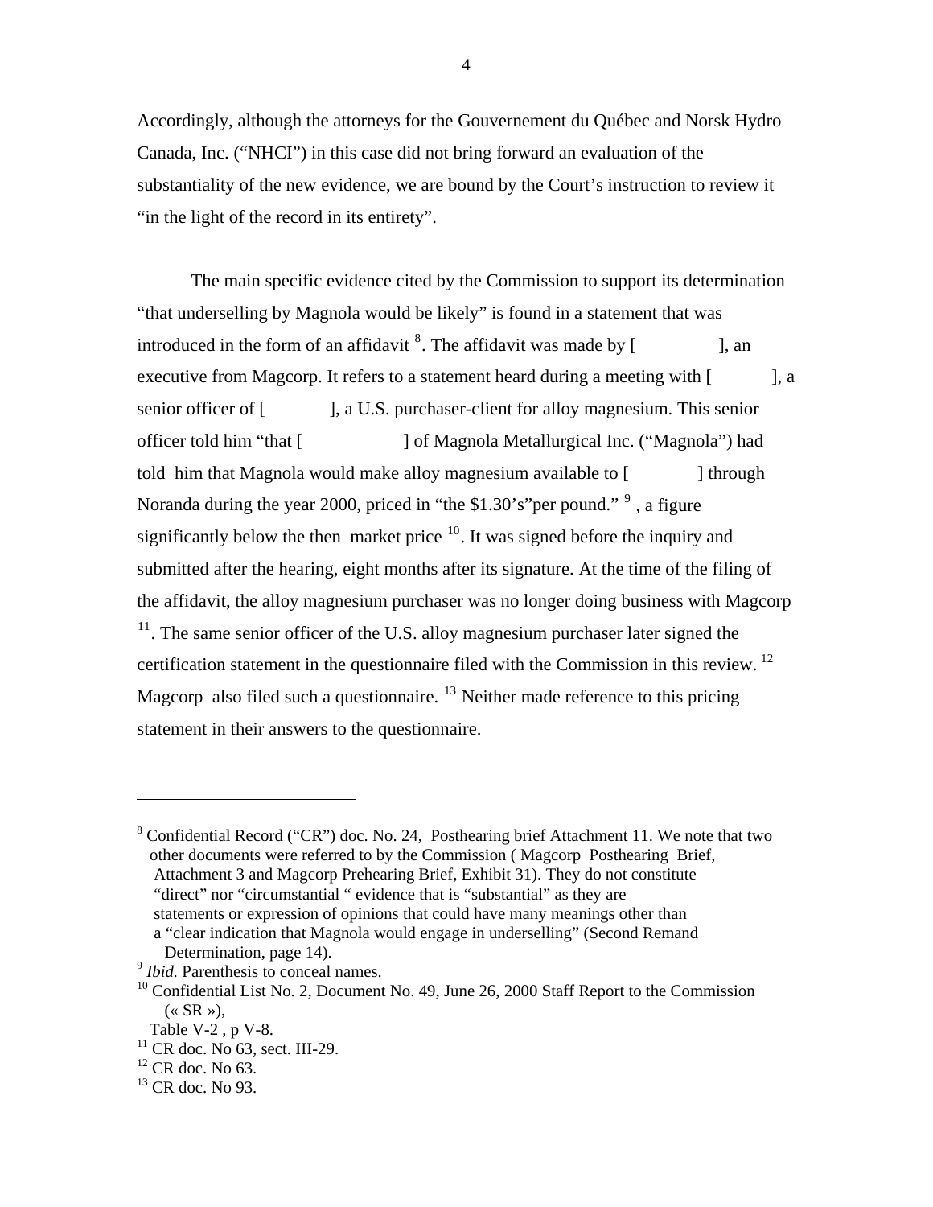Accordingly, although the attorneys for the Gouvernement du Québec and Norsk Hydro Canada, Inc. ("NHCI") in this case did not bring forward an evaluation of the substantiality of the new evidence, we are bound by the Court's instruction to review it "in the light of the record in its entirety".

The main specific evidence cited by the Commission to support its determination "that underselling by Magnola would be likely" is found in a statement that was introduced in the form of an affidavit [8]. The affidavit was made by [ ], an executive from Magcorp. It refers to a statement heard during a meeting with [ ], a senior officer of [ ], a U.S. purchaser-client for alloy magnesium. This senior officer told him "that [ ] of Magnola Metallurgical Inc. ("Magnola") had told him that Magnola would make alloy magnesium available to [ ] through Noranda during the year 2000, priced in "the $1.30's"per pound." [9] , a figure significantly below the then market price [10]. It was signed before the inquiry and submitted after the hearing, eight months after its signature. At the time of the filing of the affidavit, the alloy magnesium purchaser was no longer doing business with Magcorp [11]. The same senior officer of the U.S. alloy magnesium purchaser later signed the certification statement in the questionnaire filed with the Commission in this review. [12] Magcorp also filed such a questionnaire. [13] Neither made reference to this pricing statement in their answers to the questionnaire.

---

[8] Confidential Record ("CR") doc. No. 24, Posthearing brief Attachment 11. We note that two other documents were referred to by the Commission ( Magcorp Posthearing Brief, Attachment 3 and Magcorp Prehearing Brief, Exhibit 31). They do not constitute "direct" nor "circumstantial " evidence that is "substantial" as they are statements or expression of opinions that could have many meanings other than a "clear indication that Magnola would engage in underselling" (Second Remand Determination, page 14).

[9] *Ibid.* Parenthesis to conceal names.

[10] Confidential List No. 2, Document No. 49, June 26, 2000 Staff Report to the Commission (« SR »), Table V-2 , p V-8.

[11] CR doc. No 63, sect. III-29.

[12] CR doc. No 63.

[13] CR doc. No 93.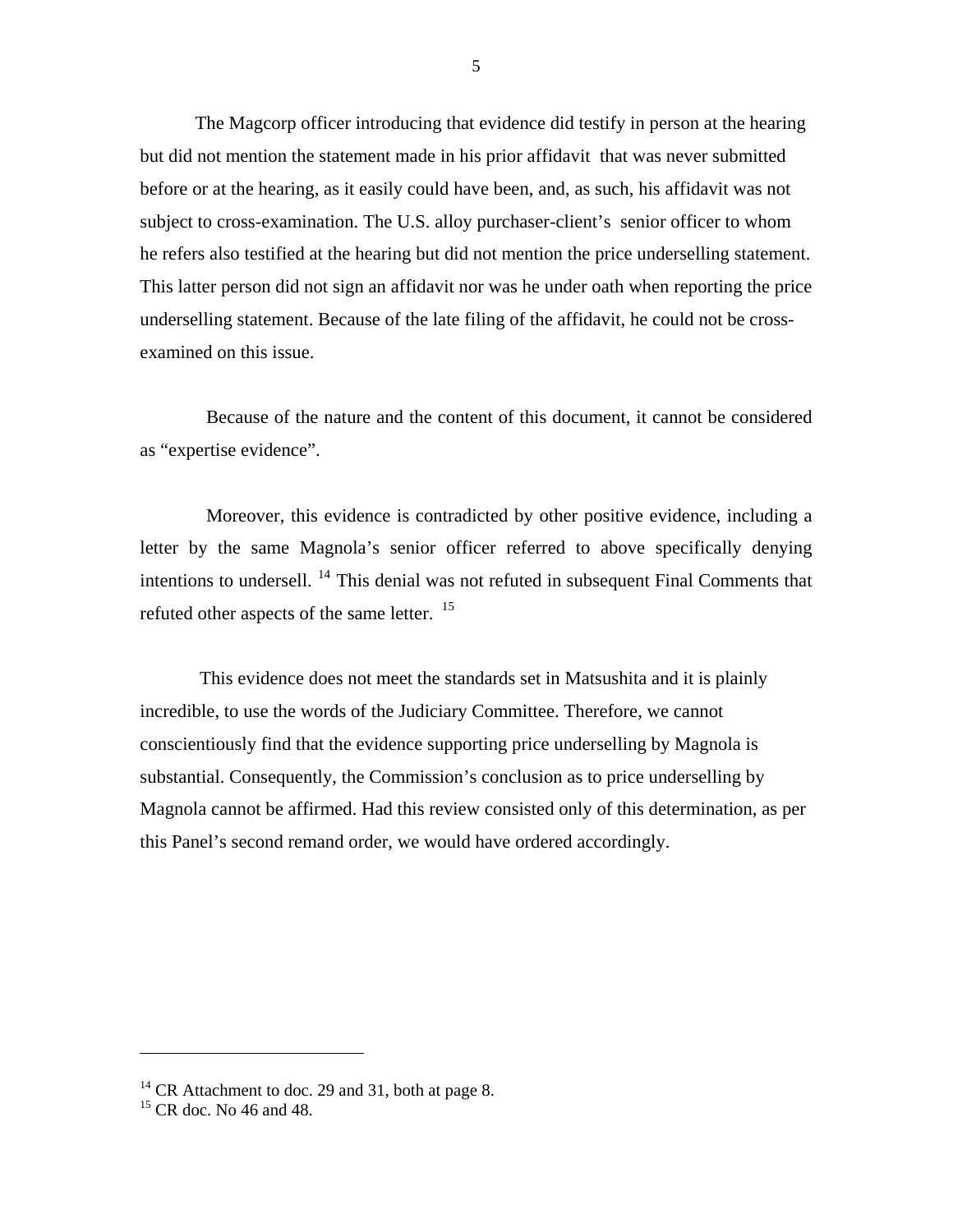The Magcorp officer introducing that evidence did testify in person at the hearing but did not mention the statement made in his prior affidavit that was never submitted before or at the hearing, as it easily could have been, and, as such, his affidavit was not subject to cross-examination. The U.S. alloy purchaser-client's senior officer to whom he refers also testified at the hearing but did not mention the price underselling statement. This latter person did not sign an affidavit nor was he under oath when reporting the price underselling statement. Because of the late filing of the affidavit, he could not be cross-examined on this issue.

Because of the nature and the content of this document, it cannot be considered as "expertise evidence".

Moreover, this evidence is contradicted by other positive evidence, including a letter by the same Magnola's senior officer referred to above specifically denying intentions to undersell. [14] This denial was not refuted in subsequent Final Comments that refuted other aspects of the same letter. [15]

This evidence does not meet the standards set in Matsushita and it is plainly incredible, to use the words of the Judiciary Committee. Therefore, we cannot conscientiously find that the evidence supporting price underselling by Magnola is substantial. Consequently, the Commission's conclusion as to price underselling by Magnola cannot be affirmed. Had this review consisted only of this determination, as per this Panel's second remand order, we would have ordered accordingly.

---

[14] CR Attachment to doc. 29 and 31, both at page 8.

[15] CR doc. No 46 and 48.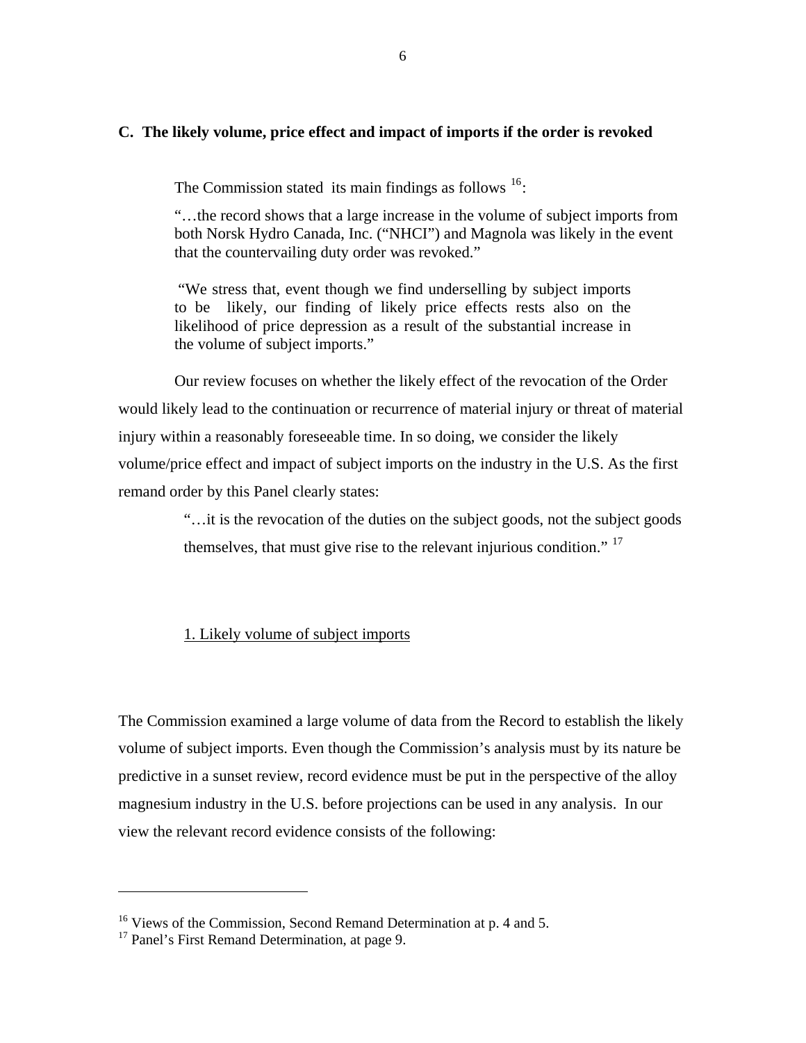### C. The likely volume, price effect and impact of imports if the order is revoked

The Commission stated its main findings as follows [16]:

> "…the record shows that a large increase in the volume of subject imports from both Norsk Hydro Canada, Inc. ("NHCI") and Magnola was likely in the event that the countervailing duty order was revoked."
>
> "We stress that, event though we find underselling by subject imports to be likely, our finding of likely price effects rests also on the likelihood of price depression as a result of the substantial increase in the volume of subject imports."

Our review focuses on whether the likely effect of the revocation of the Order would likely lead to the continuation or recurrence of material injury or threat of material injury within a reasonably foreseeable time. In so doing, we consider the likely volume/price effect and impact of subject imports on the industry in the U.S. As the first remand order by this Panel clearly states:

> "…it is the revocation of the duties on the subject goods, not the subject goods themselves, that must give rise to the relevant injurious condition." [17]

#### 1. Likely volume of subject imports

The Commission examined a large volume of data from the Record to establish the likely volume of subject imports. Even though the Commission's analysis must by its nature be predictive in a sunset review, record evidence must be put in the perspective of the alloy magnesium industry in the U.S. before projections can be used in any analysis. In our view the relevant record evidence consists of the following:

---

[16] Views of the Commission, Second Remand Determination at p. 4 and 5.

[17] Panel's First Remand Determination, at page 9.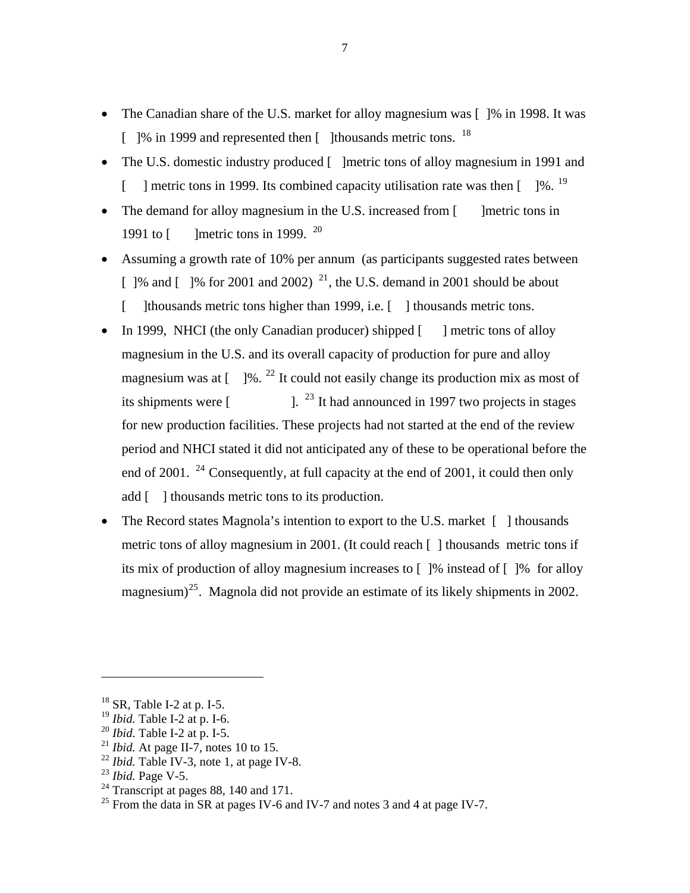- The Canadian share of the U.S. market for alloy magnesium was [ ]% in 1998. It was [ ]% in 1999 and represented then [ ]thousands metric tons. [18]
- The U.S. domestic industry produced [ ]metric tons of alloy magnesium in 1991 and [ ] metric tons in 1999. Its combined capacity utilisation rate was then [ ]%. [19]
- The demand for alloy magnesium in the U.S. increased from [ ]metric tons in 1991 to [ ]metric tons in 1999. [20]
- Assuming a growth rate of 10% per annum (as participants suggested rates between [ ]% and [ ]% for 2001 and 2002) [21], the U.S. demand in 2001 should be about [ ]thousands metric tons higher than 1999, i.e. [ ] thousands metric tons.
- In 1999, NHCI (the only Canadian producer) shipped [ ] metric tons of alloy magnesium in the U.S. and its overall capacity of production for pure and alloy magnesium was at [ ]%. [22] It could not easily change its production mix as most of its shipments were [ ]. [23] It had announced in 1997 two projects in stages for new production facilities. These projects had not started at the end of the review period and NHCI stated it did not anticipated any of these to be operational before the end of 2001. [24] Consequently, at full capacity at the end of 2001, it could then only add [ ] thousands metric tons to its production.
- The Record states Magnola's intention to export to the U.S. market [ ] thousands metric tons of alloy magnesium in 2001. (It could reach [ ] thousands metric tons if its mix of production of alloy magnesium increases to [ ]% instead of [ ]% for alloy magnesium)[25]. Magnola did not provide an estimate of its likely shipments in 2002.

---

[18] SR, Table I-2 at p. I-5.

[19] *Ibid.* Table I-2 at p. I-6.

[20] *Ibid*. Table I-2 at p. I-5.

[21] *Ibid.* At page II-7, notes 10 to 15.

[22] *Ibid.* Table IV-3, note 1, at page IV-8.

[23] *Ibid.* Page V-5.

[24] Transcript at pages 88, 140 and 171.

[25] From the data in SR at pages IV-6 and IV-7 and notes 3 and 4 at page IV-7.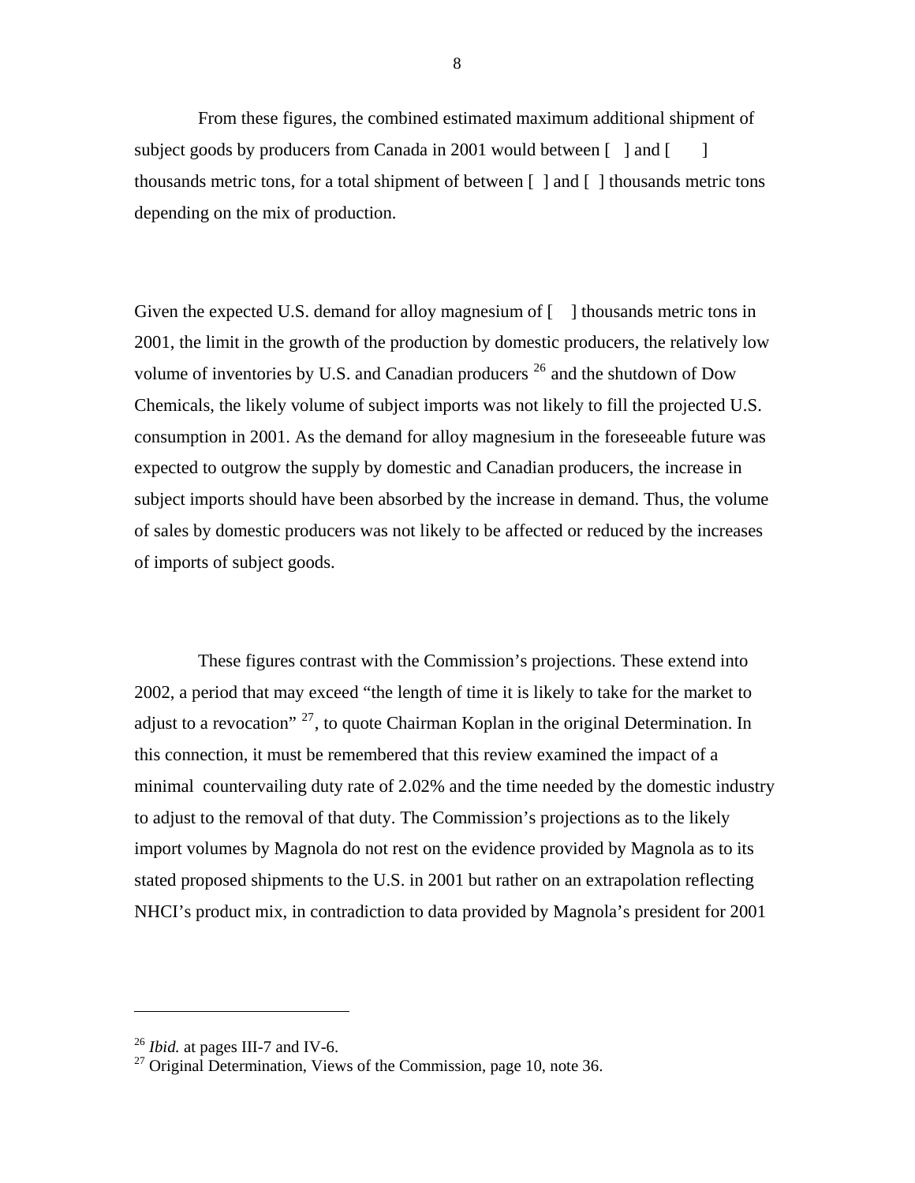From these figures, the combined estimated maximum additional shipment of subject goods by producers from Canada in 2001 would between [ ] and [ ] thousands metric tons, for a total shipment of between [ ] and [ ] thousands metric tons depending on the mix of production.

Given the expected U.S. demand for alloy magnesium of [ ] thousands metric tons in 2001, the limit in the growth of the production by domestic producers, the relatively low volume of inventories by U.S. and Canadian producers [26] and the shutdown of Dow Chemicals, the likely volume of subject imports was not likely to fill the projected U.S. consumption in 2001. As the demand for alloy magnesium in the foreseeable future was expected to outgrow the supply by domestic and Canadian producers, the increase in subject imports should have been absorbed by the increase in demand. Thus, the volume of sales by domestic producers was not likely to be affected or reduced by the increases of imports of subject goods.

These figures contrast with the Commission's projections. These extend into 2002, a period that may exceed "the length of time it is likely to take for the market to adjust to a revocation" [27], to quote Chairman Koplan in the original Determination. In this connection, it must be remembered that this review examined the impact of a minimal countervailing duty rate of 2.02% and the time needed by the domestic industry to adjust to the removal of that duty. The Commission's projections as to the likely import volumes by Magnola do not rest on the evidence provided by Magnola as to its stated proposed shipments to the U.S. in 2001 but rather on an extrapolation reflecting NHCI's product mix, in contradiction to data provided by Magnola's president for 2001

---

[26] *Ibid.* at pages III-7 and IV-6.

[27] Original Determination, Views of the Commission, page 10, note 36.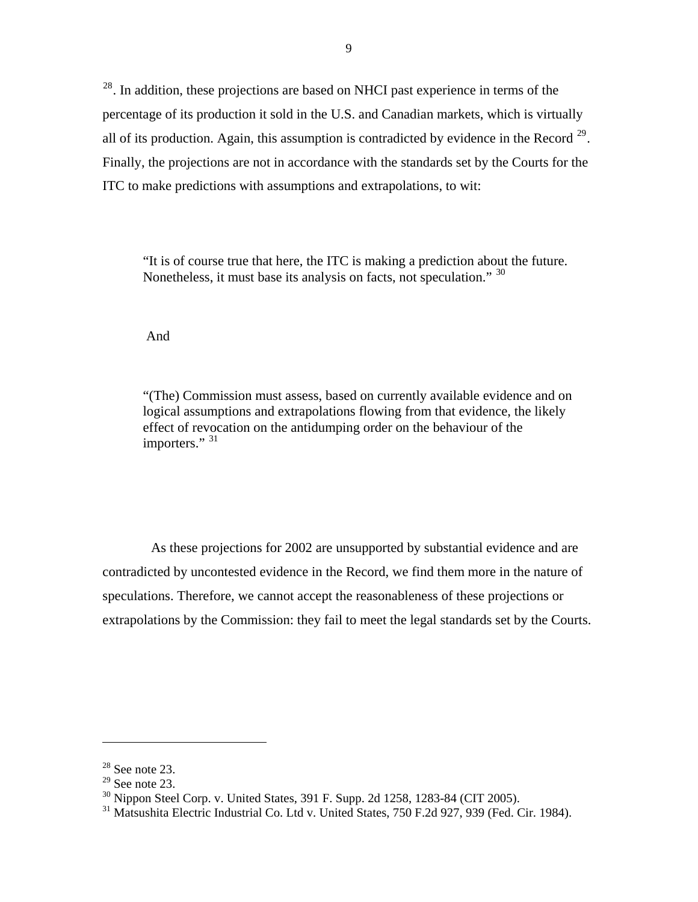[28]. In addition, these projections are based on NHCI past experience in terms of the percentage of its production it sold in the U.S. and Canadian markets, which is virtually all of its production. Again, this assumption is contradicted by evidence in the Record [29]. Finally, the projections are not in accordance with the standards set by the Courts for the ITC to make predictions with assumptions and extrapolations, to wit:

> "It is of course true that here, the ITC is making a prediction about the future. Nonetheless, it must base its analysis on facts, not speculation." [30]

> And

> "(The) Commission must assess, based on currently available evidence and on logical assumptions and extrapolations flowing from that evidence, the likely effect of revocation on the antidumping order on the behaviour of the importers." [31]

As these projections for 2002 are unsupported by substantial evidence and are contradicted by uncontested evidence in the Record, we find them more in the nature of speculations. Therefore, we cannot accept the reasonableness of these projections or extrapolations by the Commission: they fail to meet the legal standards set by the Courts.

---

[28] See note 23.

[29] See note 23.

[30] Nippon Steel Corp. v. United States, 391 F. Supp. 2d 1258, 1283-84 (CIT 2005).

[31] Matsushita Electric Industrial Co. Ltd v. United States, 750 F.2d 927, 939 (Fed. Cir. 1984).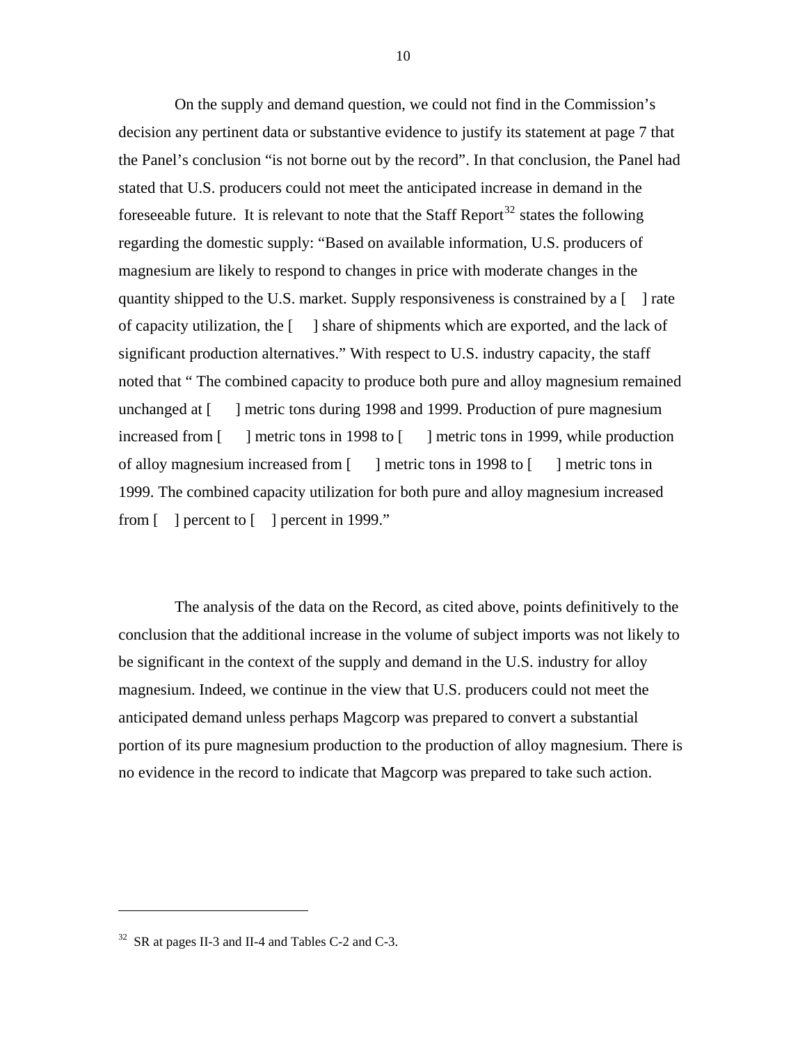On the supply and demand question, we could not find in the Commission's decision any pertinent data or substantive evidence to justify its statement at page 7 that the Panel's conclusion "is not borne out by the record". In that conclusion, the Panel had stated that U.S. producers could not meet the anticipated increase in demand in the foreseeable future. It is relevant to note that the Staff Report[32] states the following regarding the domestic supply: "Based on available information, U.S. producers of magnesium are likely to respond to changes in price with moderate changes in the quantity shipped to the U.S. market. Supply responsiveness is constrained by a [ ] rate of capacity utilization, the [ ] share of shipments which are exported, and the lack of significant production alternatives." With respect to U.S. industry capacity, the staff noted that " The combined capacity to produce both pure and alloy magnesium remained unchanged at [ ] metric tons during 1998 and 1999. Production of pure magnesium increased from [ ] metric tons in 1998 to [ ] metric tons in 1999, while production of alloy magnesium increased from [ ] metric tons in 1998 to [ ] metric tons in 1999. The combined capacity utilization for both pure and alloy magnesium increased from [ ] percent to [ ] percent in 1999."

The analysis of the data on the Record, as cited above, points definitively to the conclusion that the additional increase in the volume of subject imports was not likely to be significant in the context of the supply and demand in the U.S. industry for alloy magnesium. Indeed, we continue in the view that U.S. producers could not meet the anticipated demand unless perhaps Magcorp was prepared to convert a substantial portion of its pure magnesium production to the production of alloy magnesium. There is no evidence in the record to indicate that Magcorp was prepared to take such action.

---

[32] SR at pages II-3 and II-4 and Tables C-2 and C-3.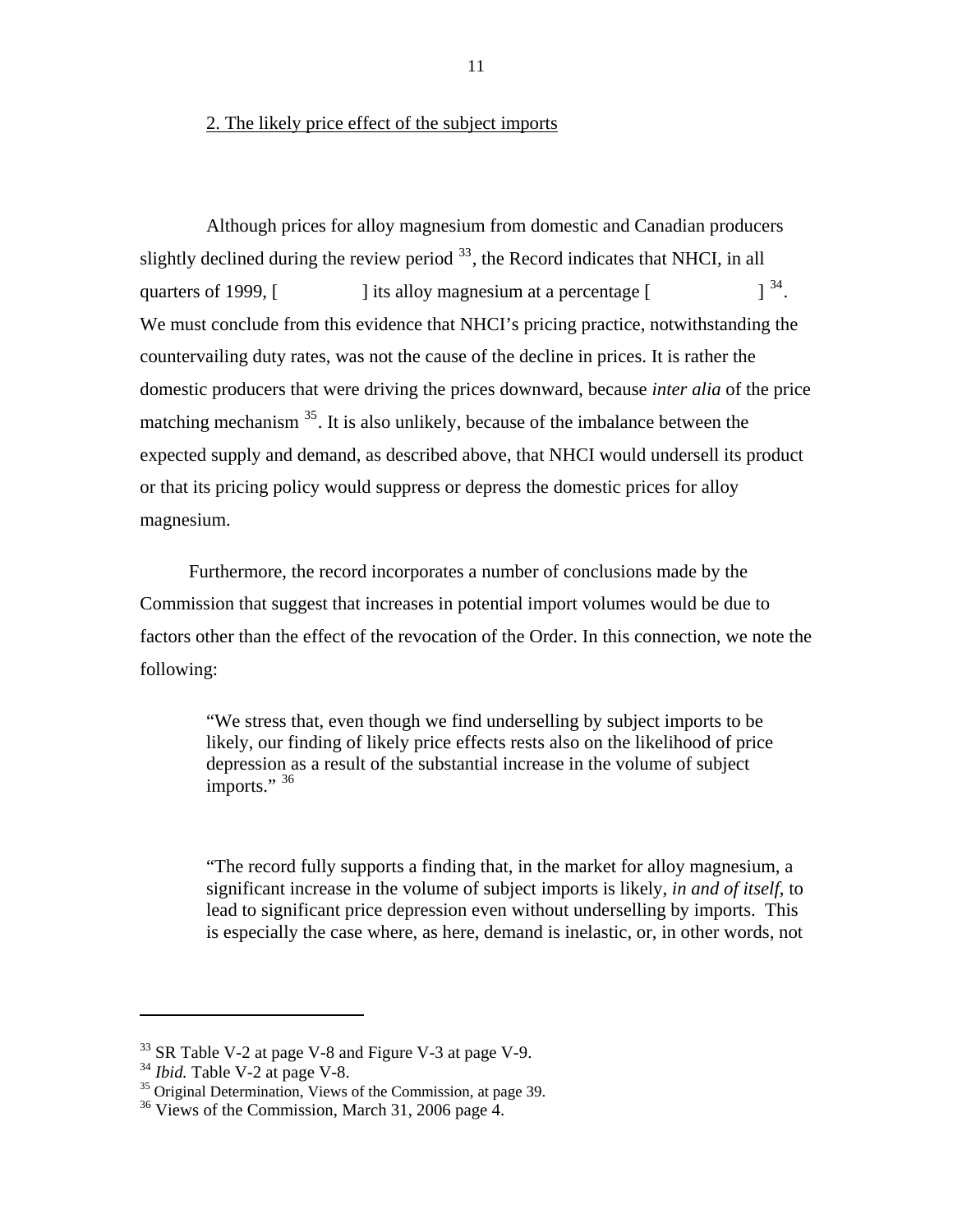2. The likely price effect of the subject imports

Although prices for alloy magnesium from domestic and Canadian producers slightly declined during the review period [33], the Record indicates that NHCI, in all quarters of 1999, [ ] its alloy magnesium at a percentage [ ] [34]. We must conclude from this evidence that NHCI's pricing practice, notwithstanding the countervailing duty rates, was not the cause of the decline in prices. It is rather the domestic producers that were driving the prices downward, because *inter alia* of the price matching mechanism [35]. It is also unlikely, because of the imbalance between the expected supply and demand, as described above, that NHCI would undersell its product or that its pricing policy would suppress or depress the domestic prices for alloy magnesium.

Furthermore, the record incorporates a number of conclusions made by the Commission that suggest that increases in potential import volumes would be due to factors other than the effect of the revocation of the Order. In this connection, we note the following:

> "We stress that, even though we find underselling by subject imports to be likely, our finding of likely price effects rests also on the likelihood of price depression as a result of the substantial increase in the volume of subject imports." [36]

> "The record fully supports a finding that, in the market for alloy magnesium, a significant increase in the volume of subject imports is likely, *in and of itself*, to lead to significant price depression even without underselling by imports. This is especially the case where, as here, demand is inelastic, or, in other words, not

---

[33] SR Table V-2 at page V-8 and Figure V-3 at page V-9.

[34] *Ibid.* Table V-2 at page V-8.

[35] Original Determination, Views of the Commission, at page 39.

[36] Views of the Commission, March 31, 2006 page 4.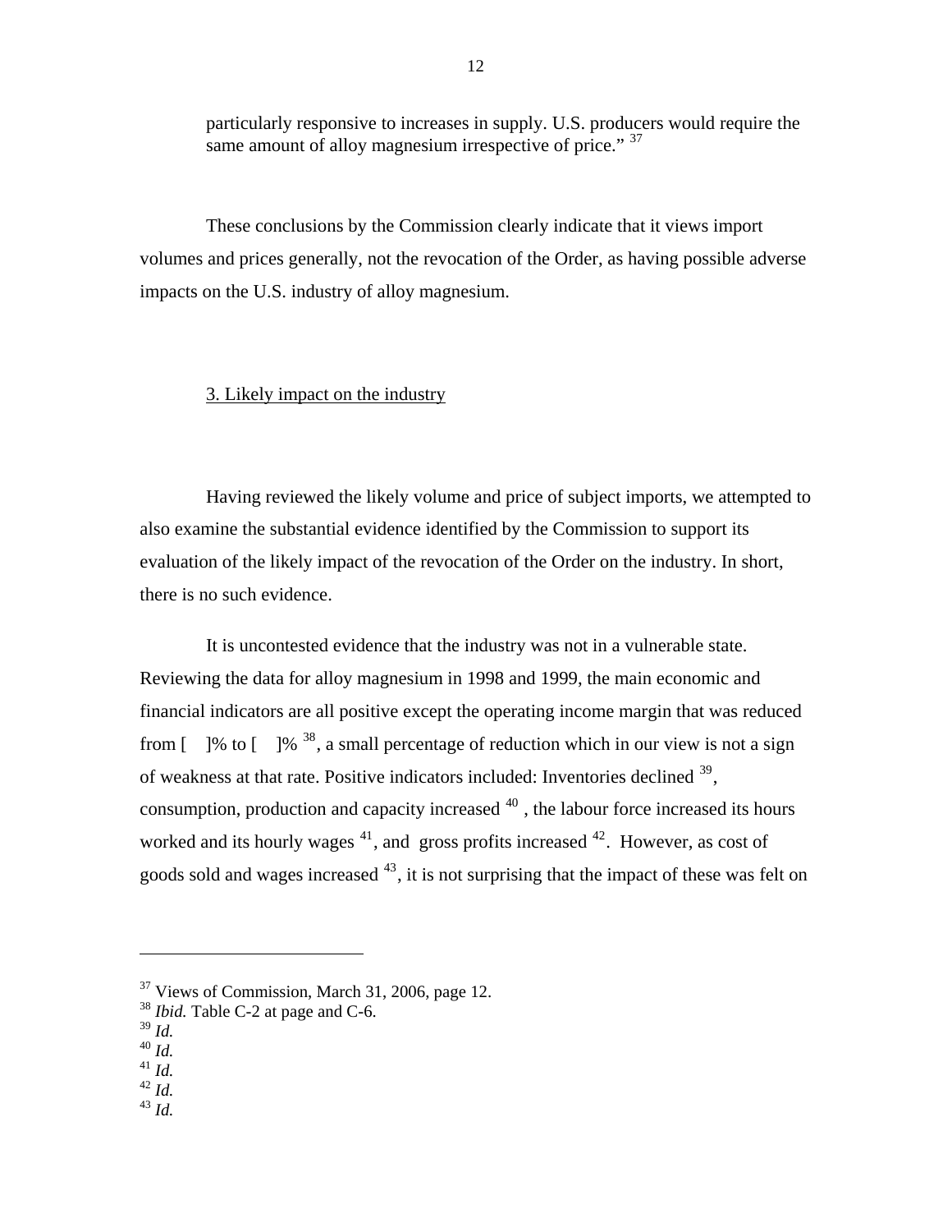particularly responsive to increases in supply. U.S. producers would require the same amount of alloy magnesium irrespective of price." [37]

These conclusions by the Commission clearly indicate that it views import volumes and prices generally, not the revocation of the Order, as having possible adverse impacts on the U.S. industry of alloy magnesium.

3. Likely impact on the industry

Having reviewed the likely volume and price of subject imports, we attempted to also examine the substantial evidence identified by the Commission to support its evaluation of the likely impact of the revocation of the Order on the industry. In short, there is no such evidence.

It is uncontested evidence that the industry was not in a vulnerable state. Reviewing the data for alloy magnesium in 1998 and 1999, the main economic and financial indicators are all positive except the operating income margin that was reduced from [ ]% to [ ]% [38], a small percentage of reduction which in our view is not a sign of weakness at that rate. Positive indicators included: Inventories declined [39], consumption, production and capacity increased [40], the labour force increased its hours worked and its hourly wages [41], and gross profits increased [42]. However, as cost of goods sold and wages increased [43], it is not surprising that the impact of these was felt on

---

[37] Views of Commission, March 31, 2006, page 12.

[38] *Ibid.* Table C-2 at page and C-6.

[39] *Id.*

[40] *Id.*

[41] *Id.*

[42] *Id.*

[43] *Id.*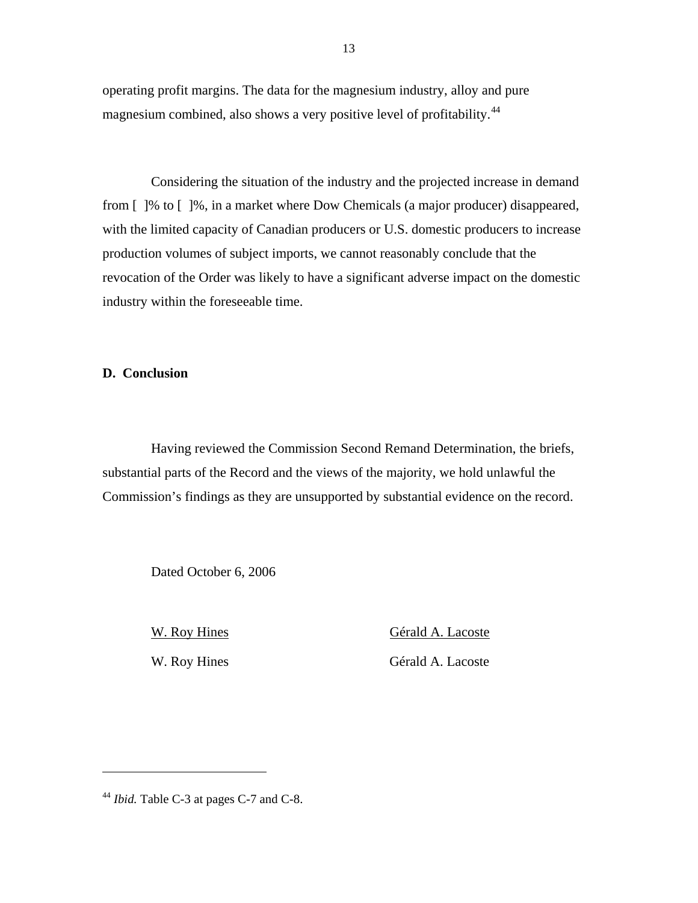operating profit margins. The data for the magnesium industry, alloy and pure magnesium combined, also shows a very positive level of profitability.[44]

Considering the situation of the industry and the projected increase in demand from [ ]% to [ ]%, in a market where Dow Chemicals (a major producer) disappeared, with the limited capacity of Canadian producers or U.S. domestic producers to increase production volumes of subject imports, we cannot reasonably conclude that the revocation of the Order was likely to have a significant adverse impact on the domestic industry within the foreseeable time.

**D. Conclusion**

Having reviewed the Commission Second Remand Determination, the briefs, substantial parts of the Record and the views of the majority, we hold unlawful the Commission's findings as they are unsupported by substantial evidence on the record.

Dated October 6, 2006

<u>W. Roy Hines</u>  
W. Roy Hines

<u>Gérald A. Lacoste</u>  
Gérald A. Lacoste

---

[44] *Ibid.* Table C-3 at pages C-7 and C-8.